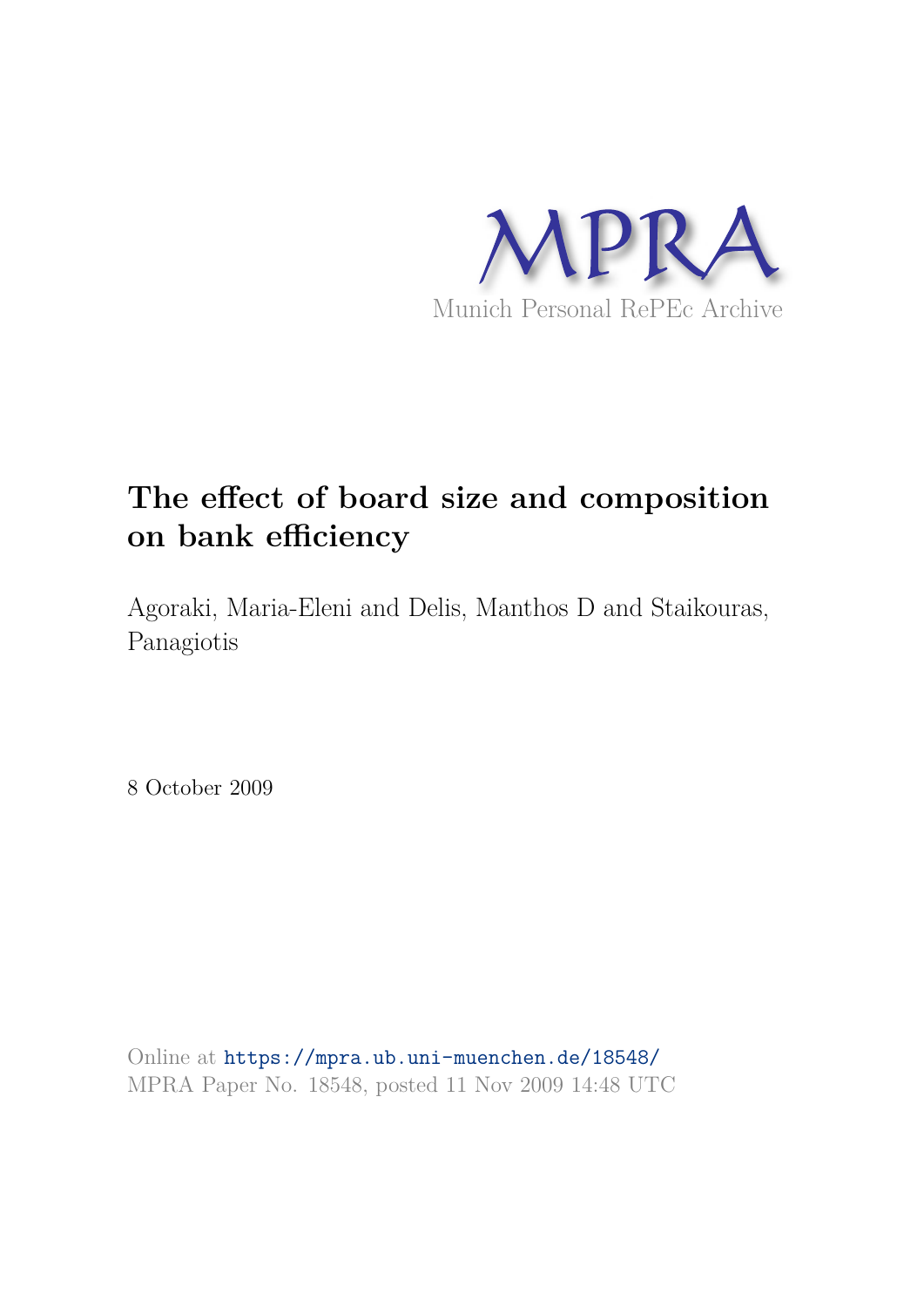MPRA

Munich Personal RePEc Archive

# The effect of board size and composition on bank efficiency

Agoraki, Maria-Eleni and Delis, Manthos D and Staikouras, Panagiotis

8 October 2009

Online at https://mpra.ub.uni-muenchen.de/18548/
MPRA Paper No. 18548, posted 11 Nov 2009 14:48 UTC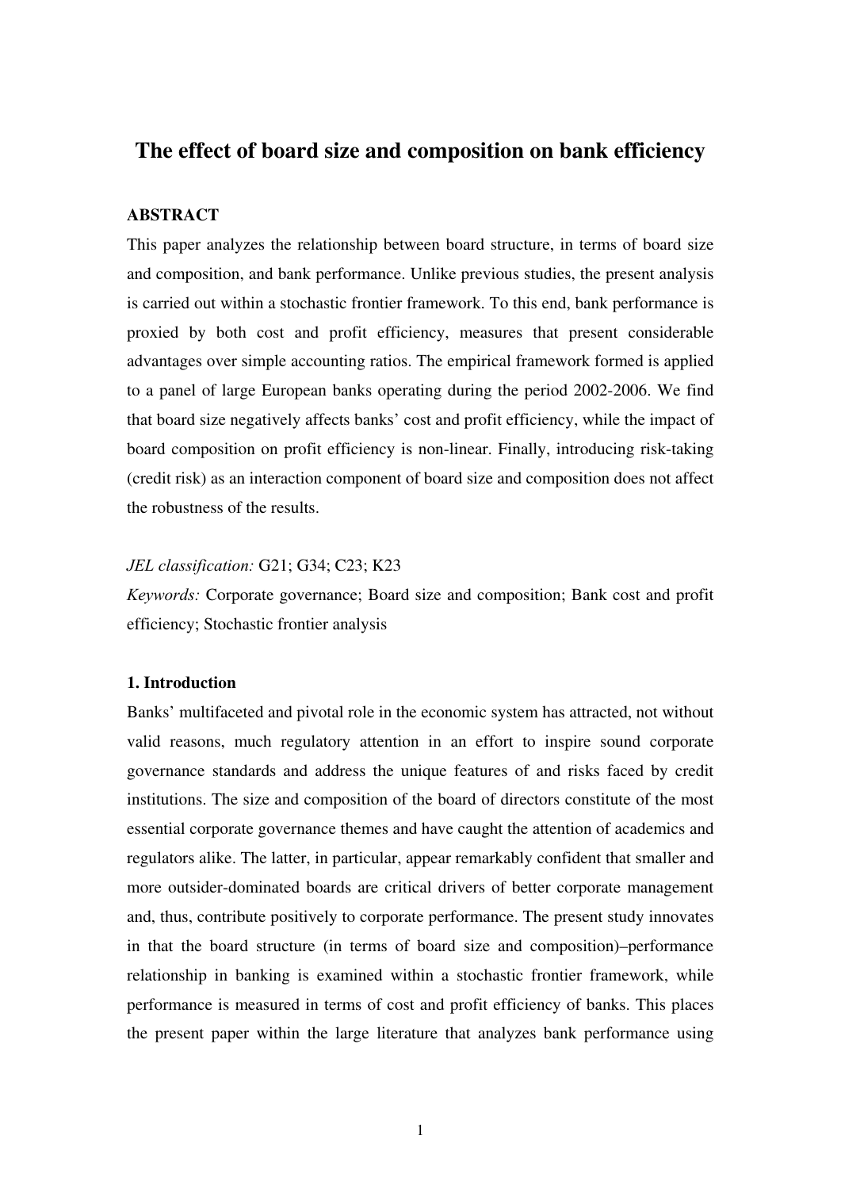# The effect of board size and composition on bank efficiency

**ABSTRACT**

This paper analyzes the relationship between board structure, in terms of board size and composition, and bank performance. Unlike previous studies, the present analysis is carried out within a stochastic frontier framework. To this end, bank performance is proxied by both cost and profit efficiency, measures that present considerable advantages over simple accounting ratios. The empirical framework formed is applied to a panel of large European banks operating during the period 2002-2006. We find that board size negatively affects banks' cost and profit efficiency, while the impact of board composition on profit efficiency is non-linear. Finally, introducing risk-taking (credit risk) as an interaction component of board size and composition does not affect the robustness of the results.

*JEL classification:* G21; G34; C23; K23

*Keywords:* Corporate governance; Board size and composition; Bank cost and profit efficiency; Stochastic frontier analysis

**1. Introduction**

Banks' multifaceted and pivotal role in the economic system has attracted, not without valid reasons, much regulatory attention in an effort to inspire sound corporate governance standards and address the unique features of and risks faced by credit institutions. The size and composition of the board of directors constitute of the most essential corporate governance themes and have caught the attention of academics and regulators alike. The latter, in particular, appear remarkably confident that smaller and more outsider-dominated boards are critical drivers of better corporate management and, thus, contribute positively to corporate performance. The present study innovates in that the board structure (in terms of board size and composition)–performance relationship in banking is examined within a stochastic frontier framework, while performance is measured in terms of cost and profit efficiency of banks. This places the present paper within the large literature that analyzes bank performance using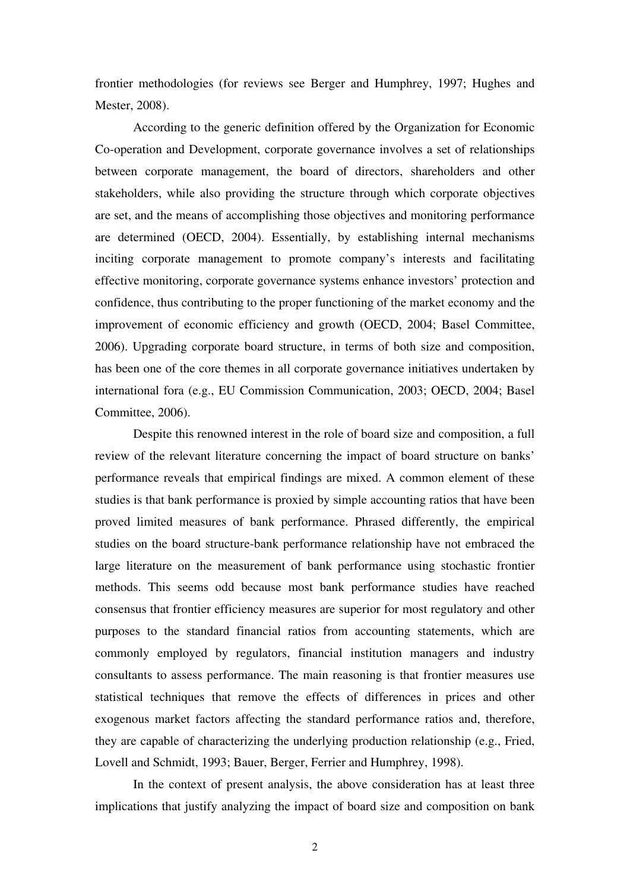frontier methodologies (for reviews see Berger and Humphrey, 1997; Hughes and Mester, 2008).

According to the generic definition offered by the Organization for Economic Co-operation and Development, corporate governance involves a set of relationships between corporate management, the board of directors, shareholders and other stakeholders, while also providing the structure through which corporate objectives are set, and the means of accomplishing those objectives and monitoring performance are determined (OECD, 2004). Essentially, by establishing internal mechanisms inciting corporate management to promote company's interests and facilitating effective monitoring, corporate governance systems enhance investors' protection and confidence, thus contributing to the proper functioning of the market economy and the improvement of economic efficiency and growth (OECD, 2004; Basel Committee, 2006). Upgrading corporate board structure, in terms of both size and composition, has been one of the core themes in all corporate governance initiatives undertaken by international fora (e.g., EU Commission Communication, 2003; OECD, 2004; Basel Committee, 2006).

Despite this renowned interest in the role of board size and composition, a full review of the relevant literature concerning the impact of board structure on banks' performance reveals that empirical findings are mixed. A common element of these studies is that bank performance is proxied by simple accounting ratios that have been proved limited measures of bank performance. Phrased differently, the empirical studies on the board structure-bank performance relationship have not embraced the large literature on the measurement of bank performance using stochastic frontier methods. This seems odd because most bank performance studies have reached consensus that frontier efficiency measures are superior for most regulatory and other purposes to the standard financial ratios from accounting statements, which are commonly employed by regulators, financial institution managers and industry consultants to assess performance. The main reasoning is that frontier measures use statistical techniques that remove the effects of differences in prices and other exogenous market factors affecting the standard performance ratios and, therefore, they are capable of characterizing the underlying production relationship (e.g., Fried, Lovell and Schmidt, 1993; Bauer, Berger, Ferrier and Humphrey, 1998).

In the context of present analysis, the above consideration has at least three implications that justify analyzing the impact of board size and composition on bank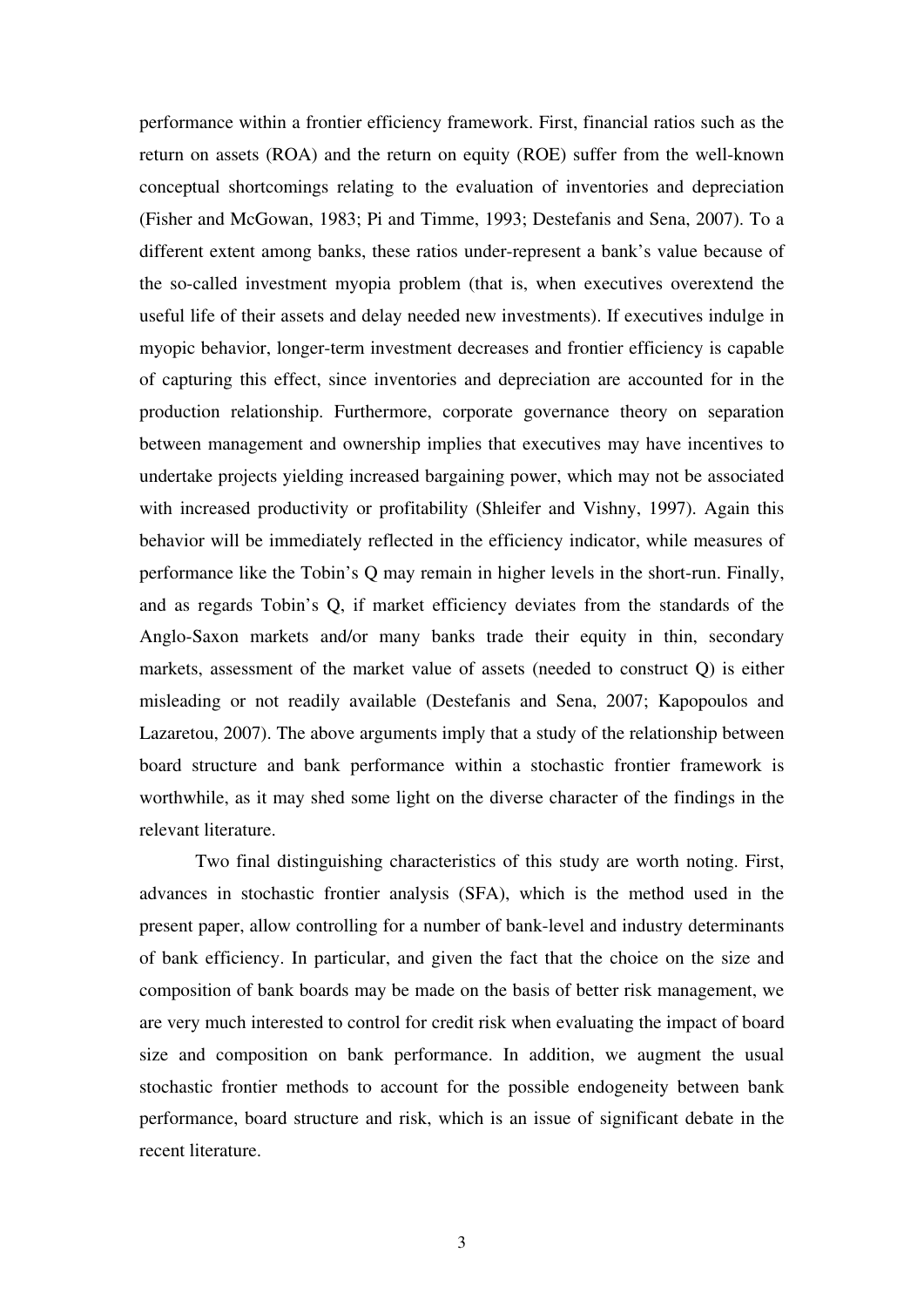performance within a frontier efficiency framework. First, financial ratios such as the return on assets (ROA) and the return on equity (ROE) suffer from the well-known conceptual shortcomings relating to the evaluation of inventories and depreciation (Fisher and McGowan, 1983; Pi and Timme, 1993; Destefanis and Sena, 2007). To a different extent among banks, these ratios under-represent a bank's value because of the so-called investment myopia problem (that is, when executives overextend the useful life of their assets and delay needed new investments). If executives indulge in myopic behavior, longer-term investment decreases and frontier efficiency is capable of capturing this effect, since inventories and depreciation are accounted for in the production relationship. Furthermore, corporate governance theory on separation between management and ownership implies that executives may have incentives to undertake projects yielding increased bargaining power, which may not be associated with increased productivity or profitability (Shleifer and Vishny, 1997). Again this behavior will be immediately reflected in the efficiency indicator, while measures of performance like the Tobin's Q may remain in higher levels in the short-run. Finally, and as regards Tobin's Q, if market efficiency deviates from the standards of the Anglo-Saxon markets and/or many banks trade their equity in thin, secondary markets, assessment of the market value of assets (needed to construct Q) is either misleading or not readily available (Destefanis and Sena, 2007; Kapopoulos and Lazaretou, 2007). The above arguments imply that a study of the relationship between board structure and bank performance within a stochastic frontier framework is worthwhile, as it may shed some light on the diverse character of the findings in the relevant literature.

Two final distinguishing characteristics of this study are worth noting. First, advances in stochastic frontier analysis (SFA), which is the method used in the present paper, allow controlling for a number of bank-level and industry determinants of bank efficiency. In particular, and given the fact that the choice on the size and composition of bank boards may be made on the basis of better risk management, we are very much interested to control for credit risk when evaluating the impact of board size and composition on bank performance. In addition, we augment the usual stochastic frontier methods to account for the possible endogeneity between bank performance, board structure and risk, which is an issue of significant debate in the recent literature.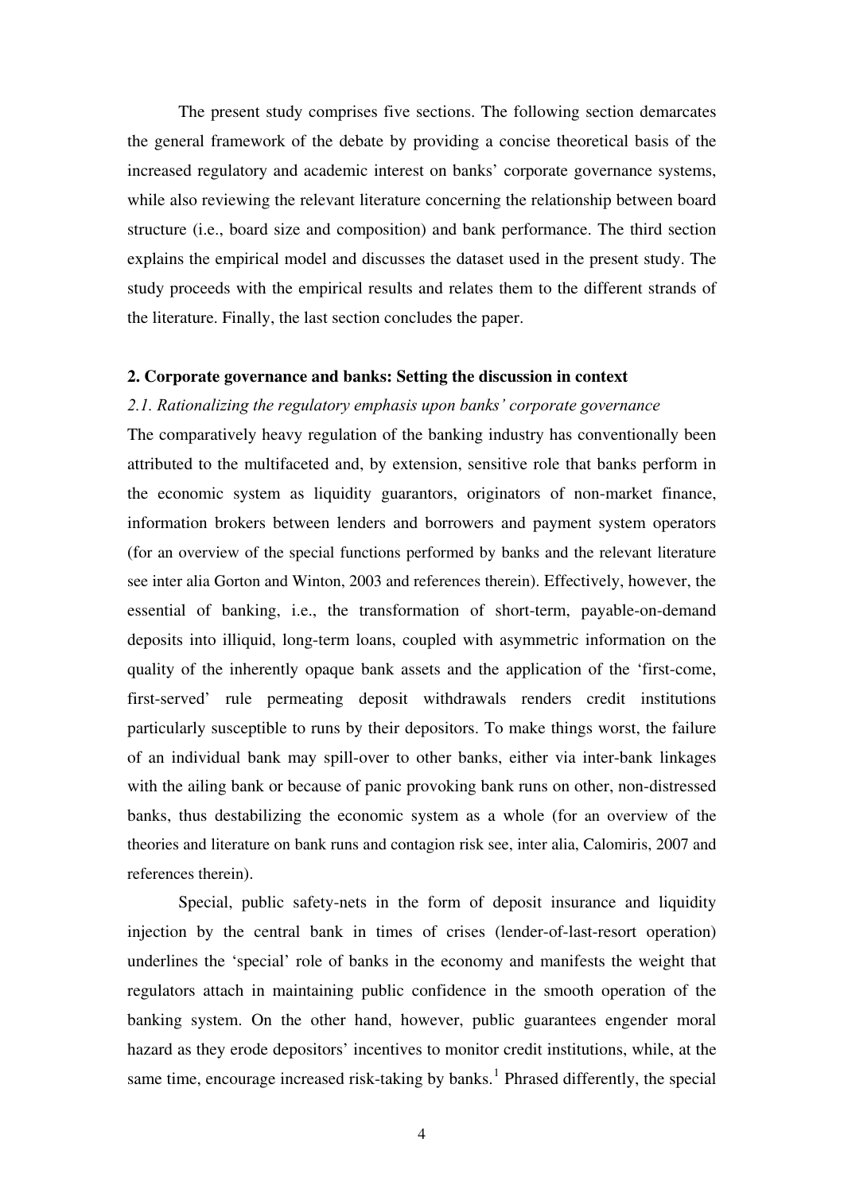The present study comprises five sections. The following section demarcates the general framework of the debate by providing a concise theoretical basis of the increased regulatory and academic interest on banks' corporate governance systems, while also reviewing the relevant literature concerning the relationship between board structure (i.e., board size and composition) and bank performance. The third section explains the empirical model and discusses the dataset used in the present study. The study proceeds with the empirical results and relates them to the different strands of the literature. Finally, the last section concludes the paper.

## 2. Corporate governance and banks: Setting the discussion in context

### *2.1. Rationalizing the regulatory emphasis upon banks' corporate governance*

The comparatively heavy regulation of the banking industry has conventionally been attributed to the multifaceted and, by extension, sensitive role that banks perform in the economic system as liquidity guarantors, originators of non-market finance, information brokers between lenders and borrowers and payment system operators (for an overview of the special functions performed by banks and the relevant literature see inter alia Gorton and Winton, 2003 and references therein). Effectively, however, the essential of banking, i.e., the transformation of short-term, payable-on-demand deposits into illiquid, long-term loans, coupled with asymmetric information on the quality of the inherently opaque bank assets and the application of the 'first-come, first-served' rule permeating deposit withdrawals renders credit institutions particularly susceptible to runs by their depositors. To make things worst, the failure of an individual bank may spill-over to other banks, either via inter-bank linkages with the ailing bank or because of panic provoking bank runs on other, non-distressed banks, thus destabilizing the economic system as a whole (for an overview of the theories and literature on bank runs and contagion risk see, inter alia, Calomiris, 2007 and references therein).

Special, public safety-nets in the form of deposit insurance and liquidity injection by the central bank in times of crises (lender-of-last-resort operation) underlines the 'special' role of banks in the economy and manifests the weight that regulators attach in maintaining public confidence in the smooth operation of the banking system. On the other hand, however, public guarantees engender moral hazard as they erode depositors' incentives to monitor credit institutions, while, at the same time, encourage increased risk-taking by banks.[1] Phrased differently, the special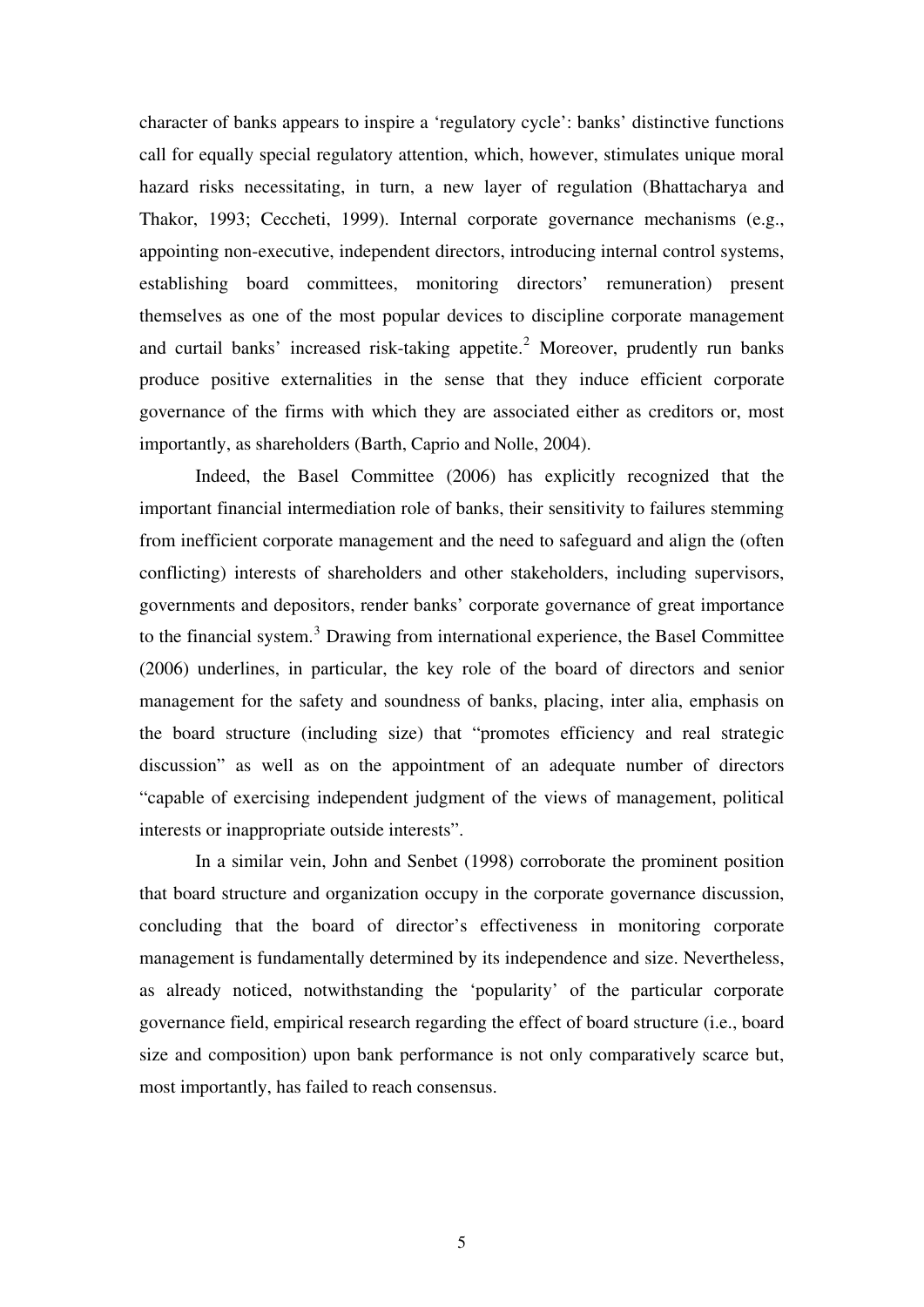character of banks appears to inspire a 'regulatory cycle': banks' distinctive functions call for equally special regulatory attention, which, however, stimulates unique moral hazard risks necessitating, in turn, a new layer of regulation (Bhattacharya and Thakor, 1993; Ceccheti, 1999). Internal corporate governance mechanisms (e.g., appointing non-executive, independent directors, introducing internal control systems, establishing board committees, monitoring directors' remuneration) present themselves as one of the most popular devices to discipline corporate management and curtail banks' increased risk-taking appetite.[2] Moreover, prudently run banks produce positive externalities in the sense that they induce efficient corporate governance of the firms with which they are associated either as creditors or, most importantly, as shareholders (Barth, Caprio and Nolle, 2004).

Indeed, the Basel Committee (2006) has explicitly recognized that the important financial intermediation role of banks, their sensitivity to failures stemming from inefficient corporate management and the need to safeguard and align the (often conflicting) interests of shareholders and other stakeholders, including supervisors, governments and depositors, render banks' corporate governance of great importance to the financial system.[3] Drawing from international experience, the Basel Committee (2006) underlines, in particular, the key role of the board of directors and senior management for the safety and soundness of banks, placing, inter alia, emphasis on the board structure (including size) that "promotes efficiency and real strategic discussion" as well as on the appointment of an adequate number of directors "capable of exercising independent judgment of the views of management, political interests or inappropriate outside interests".

In a similar vein, John and Senbet (1998) corroborate the prominent position that board structure and organization occupy in the corporate governance discussion, concluding that the board of director's effectiveness in monitoring corporate management is fundamentally determined by its independence and size. Nevertheless, as already noticed, notwithstanding the 'popularity' of the particular corporate governance field, empirical research regarding the effect of board structure (i.e., board size and composition) upon bank performance is not only comparatively scarce but, most importantly, has failed to reach consensus.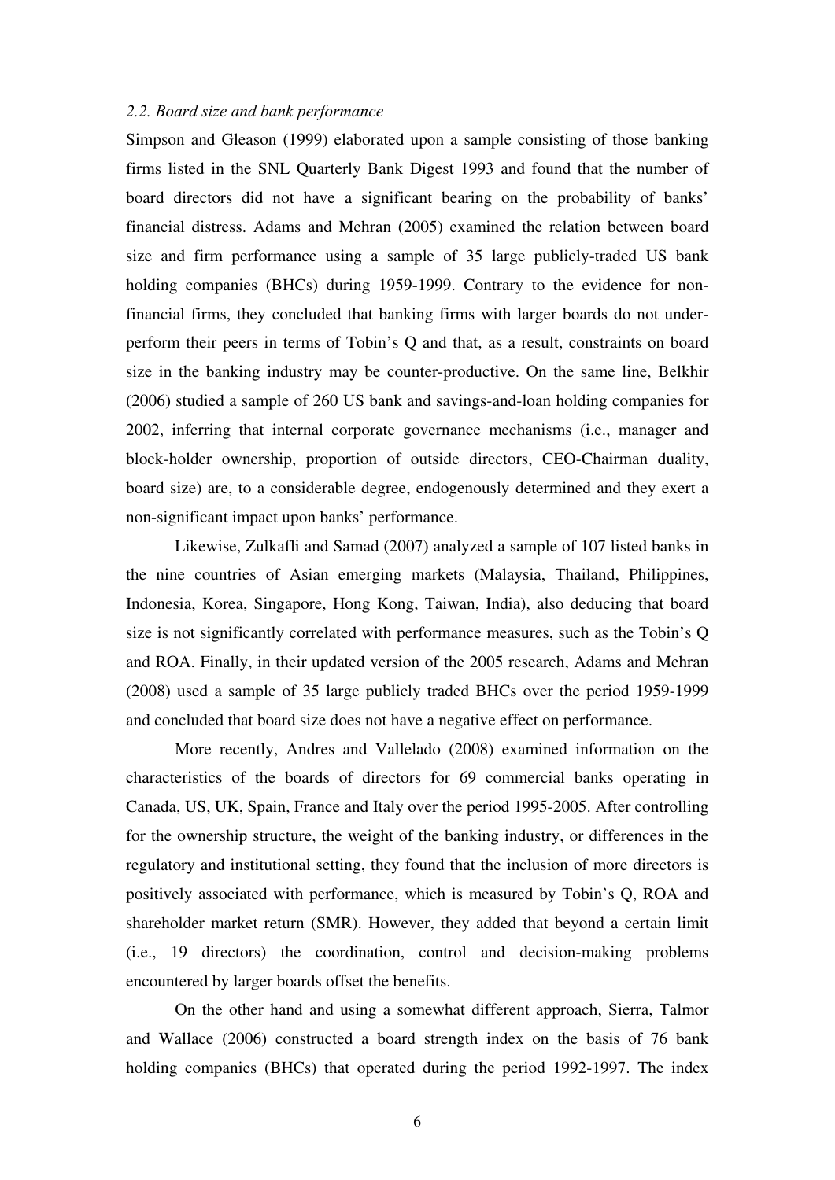### *2.2. Board size and bank performance*

Simpson and Gleason (1999) elaborated upon a sample consisting of those banking firms listed in the SNL Quarterly Bank Digest 1993 and found that the number of board directors did not have a significant bearing on the probability of banks' financial distress. Adams and Mehran (2005) examined the relation between board size and firm performance using a sample of 35 large publicly-traded US bank holding companies (BHCs) during 1959-1999. Contrary to the evidence for non-financial firms, they concluded that banking firms with larger boards do not under-perform their peers in terms of Tobin's Q and that, as a result, constraints on board size in the banking industry may be counter-productive. On the same line, Belkhir (2006) studied a sample of 260 US bank and savings-and-loan holding companies for 2002, inferring that internal corporate governance mechanisms (i.e., manager and block-holder ownership, proportion of outside directors, CEO-Chairman duality, board size) are, to a considerable degree, endogenously determined and they exert a non-significant impact upon banks' performance.

Likewise, Zulkafli and Samad (2007) analyzed a sample of 107 listed banks in the nine countries of Asian emerging markets (Malaysia, Thailand, Philippines, Indonesia, Korea, Singapore, Hong Kong, Taiwan, India), also deducing that board size is not significantly correlated with performance measures, such as the Tobin's Q and ROA. Finally, in their updated version of the 2005 research, Adams and Mehran (2008) used a sample of 35 large publicly traded BHCs over the period 1959-1999 and concluded that board size does not have a negative effect on performance.

More recently, Andres and Vallelado (2008) examined information on the characteristics of the boards of directors for 69 commercial banks operating in Canada, US, UK, Spain, France and Italy over the period 1995-2005. After controlling for the ownership structure, the weight of the banking industry, or differences in the regulatory and institutional setting, they found that the inclusion of more directors is positively associated with performance, which is measured by Tobin's Q, ROA and shareholder market return (SMR). However, they added that beyond a certain limit (i.e., 19 directors) the coordination, control and decision-making problems encountered by larger boards offset the benefits.

On the other hand and using a somewhat different approach, Sierra, Talmor and Wallace (2006) constructed a board strength index on the basis of 76 bank holding companies (BHCs) that operated during the period 1992-1997. The index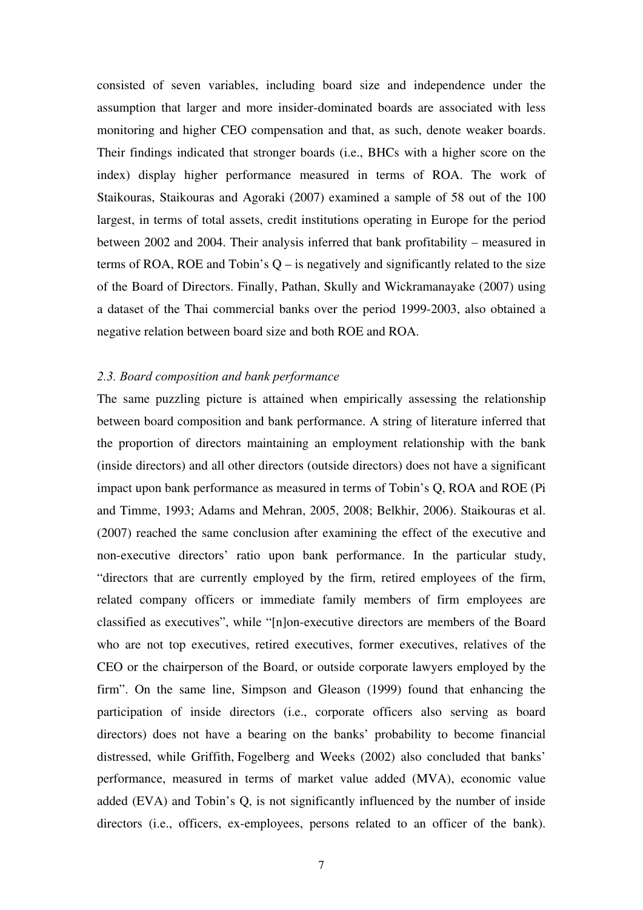consisted of seven variables, including board size and independence under the assumption that larger and more insider-dominated boards are associated with less monitoring and higher CEO compensation and that, as such, denote weaker boards. Their findings indicated that stronger boards (i.e., BHCs with a higher score on the index) display higher performance measured in terms of ROA. The work of Staikouras, Staikouras and Agoraki (2007) examined a sample of 58 out of the 100 largest, in terms of total assets, credit institutions operating in Europe for the period between 2002 and 2004. Their analysis inferred that bank profitability – measured in terms of ROA, ROE and Tobin's Q – is negatively and significantly related to the size of the Board of Directors. Finally, Pathan, Skully and Wickramanayake (2007) using a dataset of the Thai commercial banks over the period 1999-2003, also obtained a negative relation between board size and both ROE and ROA.

### *2.3. Board composition and bank performance*

The same puzzling picture is attained when empirically assessing the relationship between board composition and bank performance. A string of literature inferred that the proportion of directors maintaining an employment relationship with the bank (inside directors) and all other directors (outside directors) does not have a significant impact upon bank performance as measured in terms of Tobin's Q, ROA and ROE (Pi and Timme, 1993; Adams and Mehran, 2005, 2008; Belkhir, 2006). Staikouras et al. (2007) reached the same conclusion after examining the effect of the executive and non-executive directors' ratio upon bank performance. In the particular study, "directors that are currently employed by the firm, retired employees of the firm, related company officers or immediate family members of firm employees are classified as executives", while "[n]on-executive directors are members of the Board who are not top executives, retired executives, former executives, relatives of the CEO or the chairperson of the Board, or outside corporate lawyers employed by the firm". On the same line, Simpson and Gleason (1999) found that enhancing the participation of inside directors (i.e., corporate officers also serving as board directors) does not have a bearing on the banks' probability to become financial distressed, while Griffith, Fogelberg and Weeks (2002) also concluded that banks' performance, measured in terms of market value added (MVA), economic value added (EVA) and Tobin's Q, is not significantly influenced by the number of inside directors (i.e., officers, ex-employees, persons related to an officer of the bank).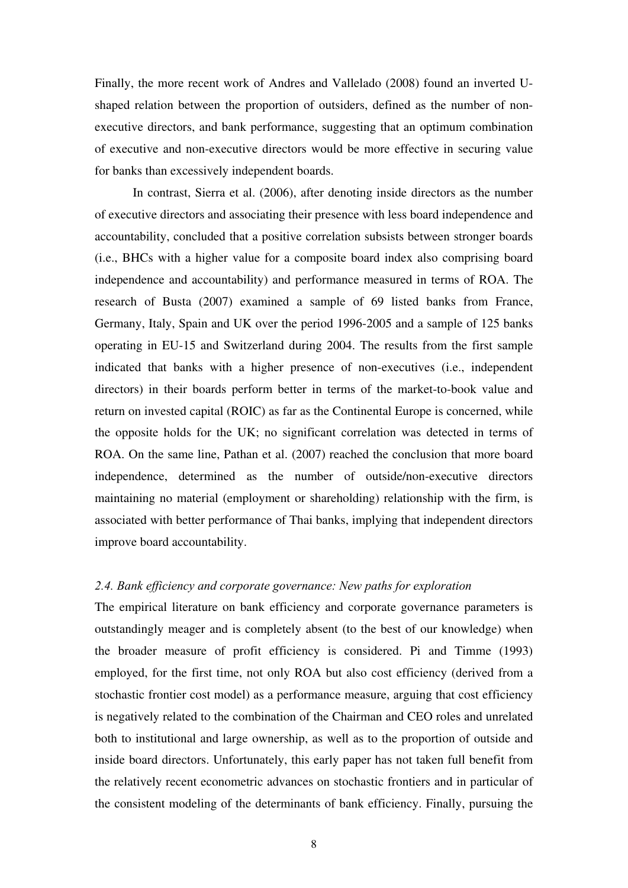Finally, the more recent work of Andres and Vallelado (2008) found an inverted U-shaped relation between the proportion of outsiders, defined as the number of non-executive directors, and bank performance, suggesting that an optimum combination of executive and non-executive directors would be more effective in securing value for banks than excessively independent boards.

In contrast, Sierra et al. (2006), after denoting inside directors as the number of executive directors and associating their presence with less board independence and accountability, concluded that a positive correlation subsists between stronger boards (i.e., BHCs with a higher value for a composite board index also comprising board independence and accountability) and performance measured in terms of ROA. The research of Busta (2007) examined a sample of 69 listed banks from France, Germany, Italy, Spain and UK over the period 1996-2005 and a sample of 125 banks operating in EU-15 and Switzerland during 2004. The results from the first sample indicated that banks with a higher presence of non-executives (i.e., independent directors) in their boards perform better in terms of the market-to-book value and return on invested capital (ROIC) as far as the Continental Europe is concerned, while the opposite holds for the UK; no significant correlation was detected in terms of ROA. On the same line, Pathan et al. (2007) reached the conclusion that more board independence, determined as the number of outside/non-executive directors maintaining no material (employment or shareholding) relationship with the firm, is associated with better performance of Thai banks, implying that independent directors improve board accountability.

### *2.4. Bank efficiency and corporate governance: New paths for exploration*

The empirical literature on bank efficiency and corporate governance parameters is outstandingly meager and is completely absent (to the best of our knowledge) when the broader measure of profit efficiency is considered. Pi and Timme (1993) employed, for the first time, not only ROA but also cost efficiency (derived from a stochastic frontier cost model) as a performance measure, arguing that cost efficiency is negatively related to the combination of the Chairman and CEO roles and unrelated both to institutional and large ownership, as well as to the proportion of outside and inside board directors. Unfortunately, this early paper has not taken full benefit from the relatively recent econometric advances on stochastic frontiers and in particular of the consistent modeling of the determinants of bank efficiency. Finally, pursuing the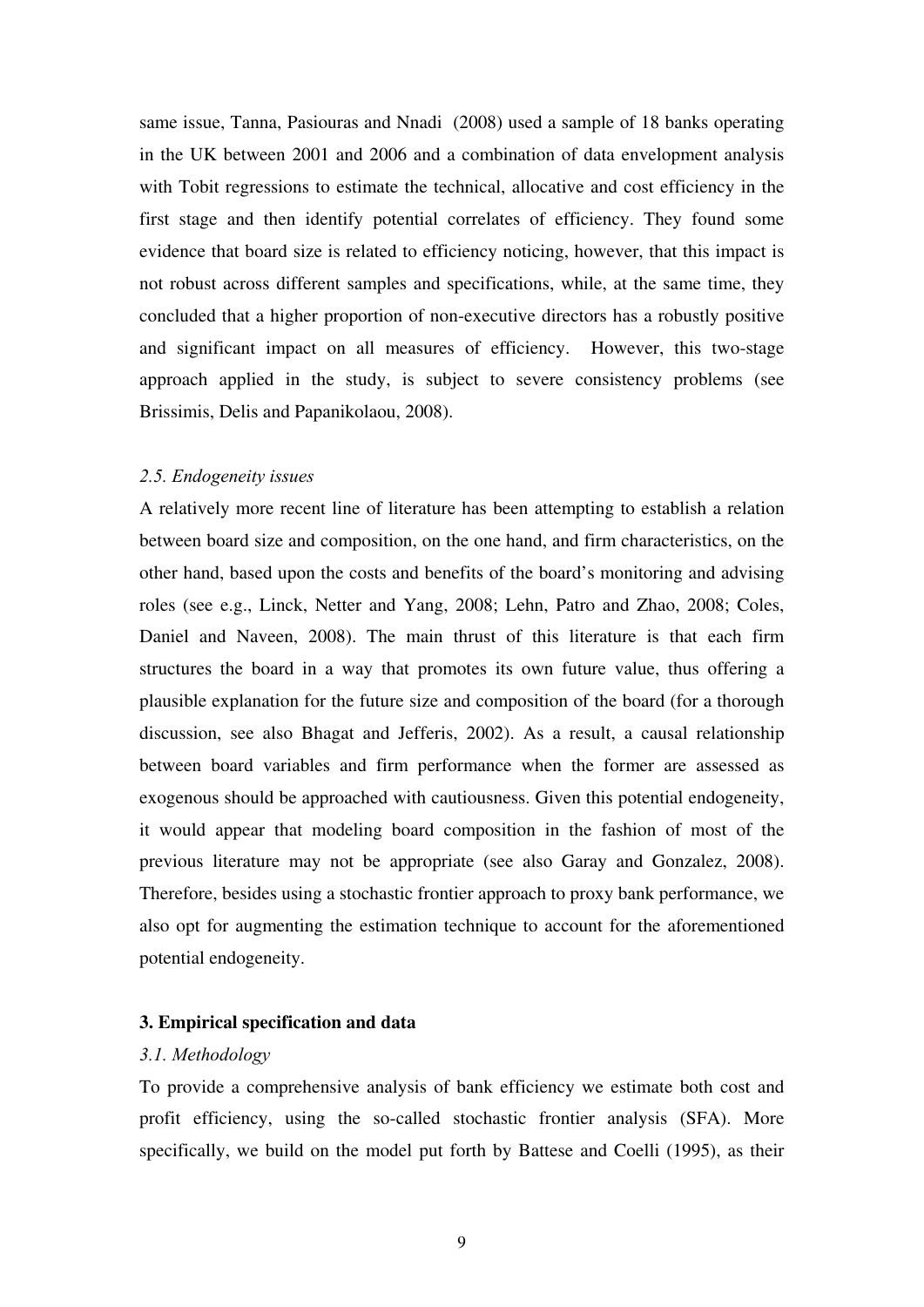same issue, Tanna, Pasiouras and Nnadi (2008) used a sample of 18 banks operating in the UK between 2001 and 2006 and a combination of data envelopment analysis with Tobit regressions to estimate the technical, allocative and cost efficiency in the first stage and then identify potential correlates of efficiency. They found some evidence that board size is related to efficiency noticing, however, that this impact is not robust across different samples and specifications, while, at the same time, they concluded that a higher proportion of non-executive directors has a robustly positive and significant impact on all measures of efficiency. However, this two-stage approach applied in the study, is subject to severe consistency problems (see Brissimis, Delis and Papanikolaou, 2008).

### *2.5. Endogeneity issues*

A relatively more recent line of literature has been attempting to establish a relation between board size and composition, on the one hand, and firm characteristics, on the other hand, based upon the costs and benefits of the board's monitoring and advising roles (see e.g., Linck, Netter and Yang, 2008; Lehn, Patro and Zhao, 2008; Coles, Daniel and Naveen, 2008). The main thrust of this literature is that each firm structures the board in a way that promotes its own future value, thus offering a plausible explanation for the future size and composition of the board (for a thorough discussion, see also Bhagat and Jefferis, 2002). As a result, a causal relationship between board variables and firm performance when the former are assessed as exogenous should be approached with cautiousness. Given this potential endogeneity, it would appear that modeling board composition in the fashion of most of the previous literature may not be appropriate (see also Garay and Gonzalez, 2008). Therefore, besides using a stochastic frontier approach to proxy bank performance, we also opt for augmenting the estimation technique to account for the aforementioned potential endogeneity.

## **3. Empirical specification and data**

### *3.1. Methodology*

To provide a comprehensive analysis of bank efficiency we estimate both cost and profit efficiency, using the so-called stochastic frontier analysis (SFA). More specifically, we build on the model put forth by Battese and Coelli (1995), as their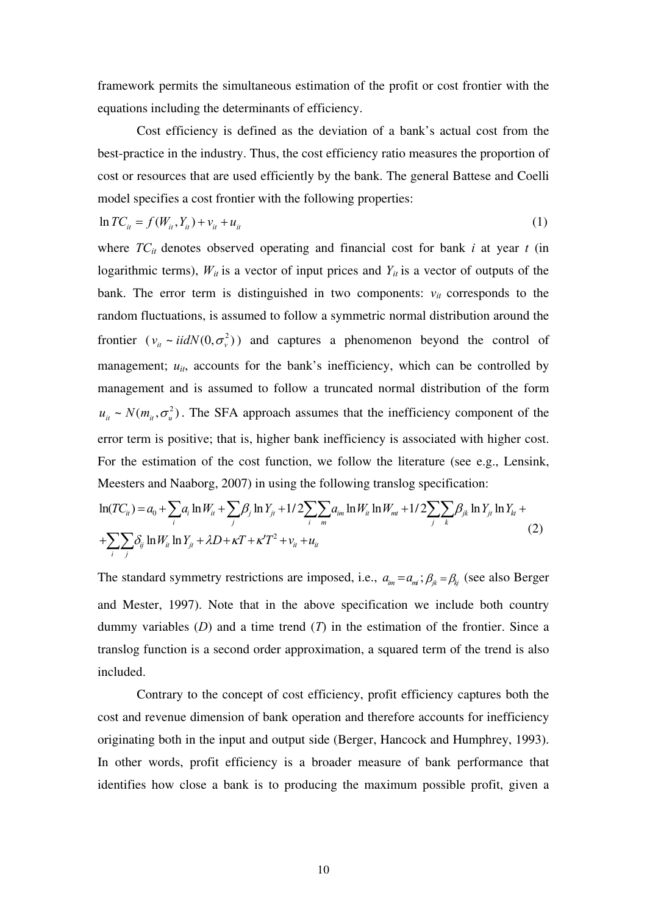framework permits the simultaneous estimation of the profit or cost frontier with the equations including the determinants of efficiency.

Cost efficiency is defined as the deviation of a bank's actual cost from the best-practice in the industry. Thus, the cost efficiency ratio measures the proportion of cost or resources that are used efficiently by the bank. The general Battese and Coelli model specifies a cost frontier with the following properties:

$$\ln TC_{it} = f(W_{it}, Y_{it}) + v_{it} + u_{it} \tag{1}$$

where $TC_{it}$ denotes observed operating and financial cost for bank *i* at year *t* (in logarithmic terms), $W_{it}$ is a vector of input prices and $Y_{it}$ is a vector of outputs of the bank. The error term is distinguished in two components: $v_{it}$ corresponds to the random fluctuations, is assumed to follow a symmetric normal distribution around the frontier ($v_{it} \sim iidN(0, \sigma_v^2)$) and captures a phenomenon beyond the control of management; $u_{it}$, accounts for the bank's inefficiency, which can be controlled by management and is assumed to follow a truncated normal distribution of the form $u_{it} \sim N(m_{it}, \sigma_u^2)$. The SFA approach assumes that the inefficiency component of the error term is positive; that is, higher bank inefficiency is associated with higher cost. For the estimation of the cost function, we follow the literature (see e.g., Lensink, Meesters and Naaborg, 2007) in using the following translog specification:

$$\begin{aligned}\ln(TC_{it}) = a_0 + \sum_i a_i \ln W_{it} + \sum_j \beta_j \ln Y_{jt} + 1/2 \sum_i \sum_m a_{im} \ln W_{it} \ln W_{mt} + 1/2 \sum_j \sum_k \beta_{jk} \ln Y_{jt} \ln Y_{kt} + \\ + \sum_i \sum_j \delta_{ij} \ln W_{it} \ln Y_{jt} + \lambda D + \kappa T + \kappa' T^2 + v_{it} + u_{it}\end{aligned} \tag{2}$$

The standard symmetry restrictions are imposed, i.e., $a_{im} = a_{mi}$; $\beta_{jk} = \beta_{kj}$ (see also Berger and Mester, 1997). Note that in the above specification we include both country dummy variables ($D$) and a time trend ($T$) in the estimation of the frontier. Since a translog function is a second order approximation, a squared term of the trend is also included.

Contrary to the concept of cost efficiency, profit efficiency captures both the cost and revenue dimension of bank operation and therefore accounts for inefficiency originating both in the input and output side (Berger, Hancock and Humphrey, 1993). In other words, profit efficiency is a broader measure of bank performance that identifies how close a bank is to producing the maximum possible profit, given a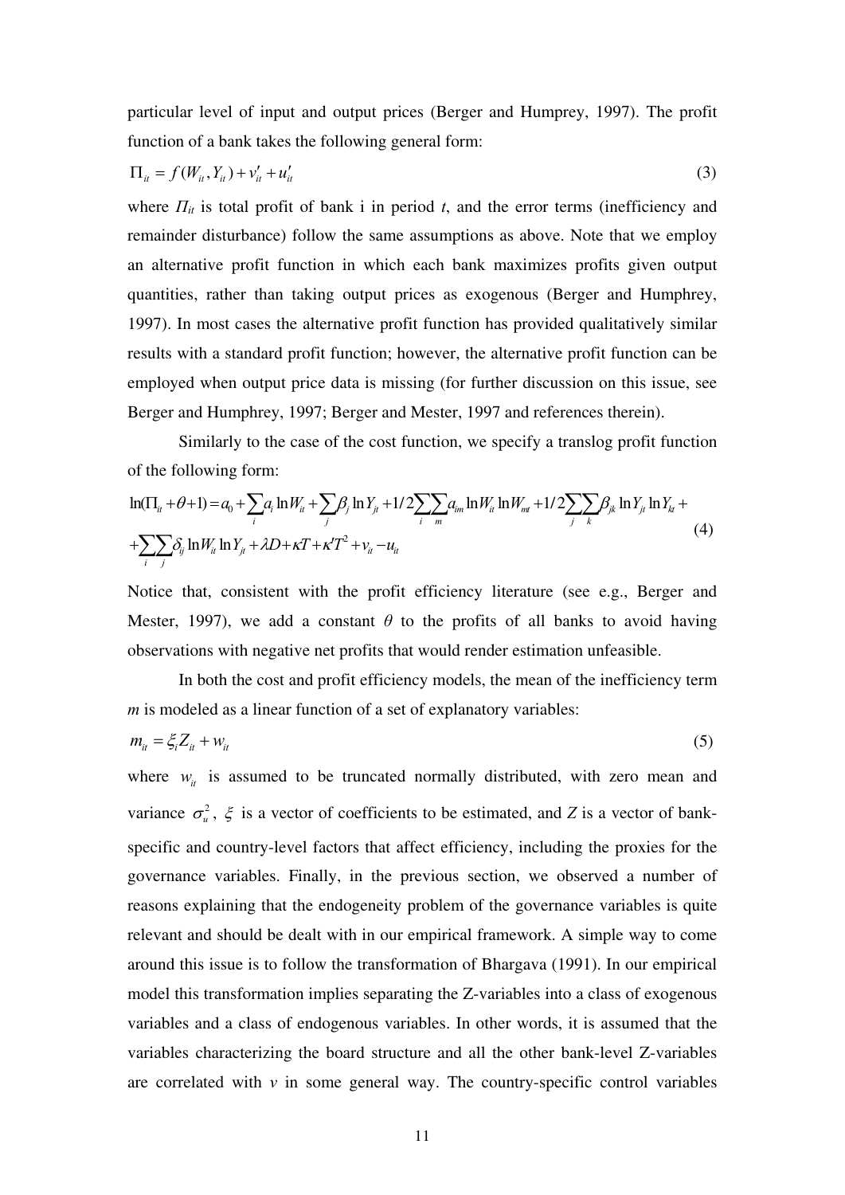particular level of input and output prices (Berger and Humprey, 1997). The profit function of a bank takes the following general form:

$$\Pi_{it} = f(W_{it}, Y_{it}) + v'_{it} + u'_{it} \tag{3}$$

where $\Pi_{it}$ is total profit of bank i in period $t$, and the error terms (inefficiency and remainder disturbance) follow the same assumptions as above. Note that we employ an alternative profit function in which each bank maximizes profits given output quantities, rather than taking output prices as exogenous (Berger and Humphrey, 1997). In most cases the alternative profit function has provided qualitatively similar results with a standard profit function; however, the alternative profit function can be employed when output price data is missing (for further discussion on this issue, see Berger and Humphrey, 1997; Berger and Mester, 1997 and references therein).

Similarly to the case of the cost function, we specify a translog profit function of the following form:

$$\begin{aligned}\ln(\Pi_{it}+\theta+1) = {} & a_0 + \sum_i a_i \ln W_{it} + \sum_j \beta_j \ln Y_{jt} + 1/2\sum_i\sum_m a_{im} \ln W_{it} \ln W_{mt} + 1/2\sum_j\sum_k \beta_{jk} \ln Y_{jt} \ln Y_{kt} + \\ & + \sum_i\sum_j \delta_{ij} \ln W_{it} \ln Y_{jt} + \lambda D + \kappa T + \kappa' T^2 + v_{it} - u_{it}\end{aligned} \tag{4}$$

Notice that, consistent with the profit efficiency literature (see e.g., Berger and Mester, 1997), we add a constant $\theta$ to the profits of all banks to avoid having observations with negative net profits that would render estimation unfeasible.

In both the cost and profit efficiency models, the mean of the inefficiency term $m$ is modeled as a linear function of a set of explanatory variables:

$$m_{it} = \xi_i Z_{it} + w_{it} \tag{5}$$

where $w_{it}$ is assumed to be truncated normally distributed, with zero mean and variance $\sigma_u^2$, $\xi$ is a vector of coefficients to be estimated, and $Z$ is a vector of bank-specific and country-level factors that affect efficiency, including the proxies for the governance variables. Finally, in the previous section, we observed a number of reasons explaining that the endogeneity problem of the governance variables is quite relevant and should be dealt with in our empirical framework. A simple way to come around this issue is to follow the transformation of Bhargava (1991). In our empirical model this transformation implies separating the Z-variables into a class of exogenous variables and a class of endogenous variables. In other words, it is assumed that the variables characterizing the board structure and all the other bank-level Z-variables are correlated with $v$ in some general way. The country-specific control variables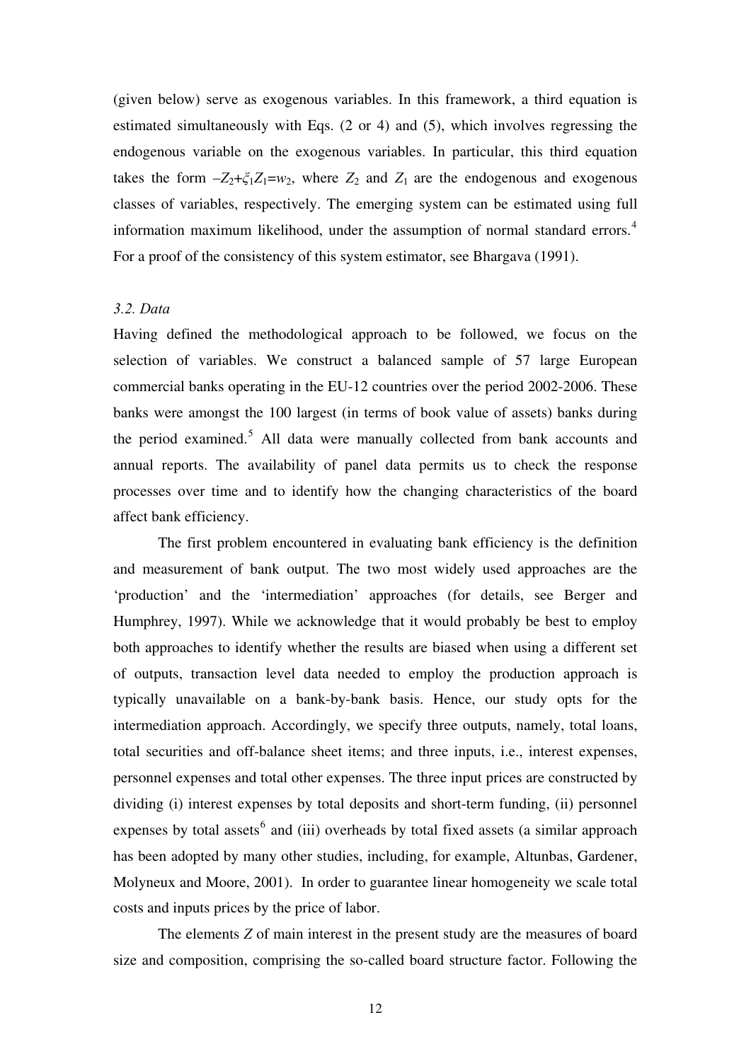(given below) serve as exogenous variables. In this framework, a third equation is estimated simultaneously with Eqs. (2 or 4) and (5), which involves regressing the endogenous variable on the exogenous variables. In particular, this third equation takes the form $-Z_2+\xi_1 Z_1=w_2$, where $Z_2$ and $Z_1$ are the endogenous and exogenous classes of variables, respectively. The emerging system can be estimated using full information maximum likelihood, under the assumption of normal standard errors.[4] For a proof of the consistency of this system estimator, see Bhargava (1991).

### *3.2. Data*

Having defined the methodological approach to be followed, we focus on the selection of variables. We construct a balanced sample of 57 large European commercial banks operating in the EU-12 countries over the period 2002-2006. These banks were amongst the 100 largest (in terms of book value of assets) banks during the period examined.[5] All data were manually collected from bank accounts and annual reports. The availability of panel data permits us to check the response processes over time and to identify how the changing characteristics of the board affect bank efficiency.

The first problem encountered in evaluating bank efficiency is the definition and measurement of bank output. The two most widely used approaches are the 'production' and the 'intermediation' approaches (for details, see Berger and Humphrey, 1997). While we acknowledge that it would probably be best to employ both approaches to identify whether the results are biased when using a different set of outputs, transaction level data needed to employ the production approach is typically unavailable on a bank-by-bank basis. Hence, our study opts for the intermediation approach. Accordingly, we specify three outputs, namely, total loans, total securities and off-balance sheet items; and three inputs, i.e., interest expenses, personnel expenses and total other expenses. The three input prices are constructed by dividing (i) interest expenses by total deposits and short-term funding, (ii) personnel expenses by total assets[6] and (iii) overheads by total fixed assets (a similar approach has been adopted by many other studies, including, for example, Altunbas, Gardener, Molyneux and Moore, 2001). In order to guarantee linear homogeneity we scale total costs and inputs prices by the price of labor.

The elements $Z$ of main interest in the present study are the measures of board size and composition, comprising the so-called board structure factor. Following the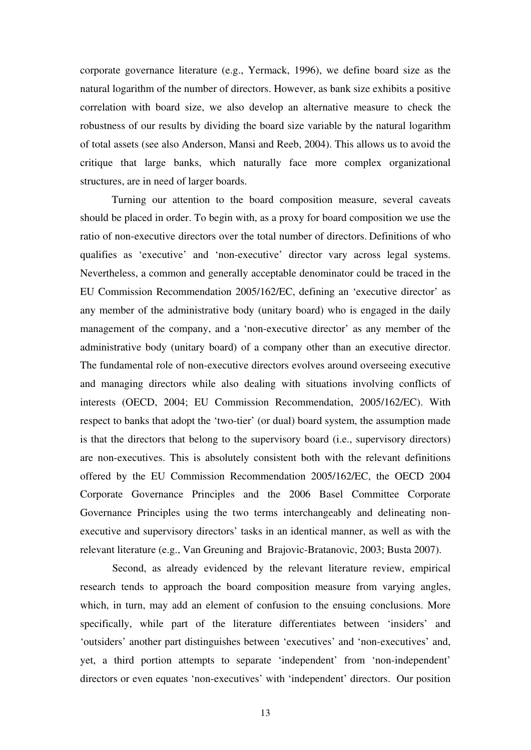corporate governance literature (e.g., Yermack, 1996), we define board size as the natural logarithm of the number of directors. However, as bank size exhibits a positive correlation with board size, we also develop an alternative measure to check the robustness of our results by dividing the board size variable by the natural logarithm of total assets (see also Anderson, Mansi and Reeb, 2004). This allows us to avoid the critique that large banks, which naturally face more complex organizational structures, are in need of larger boards.

Turning our attention to the board composition measure, several caveats should be placed in order. To begin with, as a proxy for board composition we use the ratio of non-executive directors over the total number of directors. Definitions of who qualifies as 'executive' and 'non-executive' director vary across legal systems. Nevertheless, a common and generally acceptable denominator could be traced in the EU Commission Recommendation 2005/162/EC, defining an 'executive director' as any member of the administrative body (unitary board) who is engaged in the daily management of the company, and a 'non-executive director' as any member of the administrative body (unitary board) of a company other than an executive director. The fundamental role of non-executive directors evolves around overseeing executive and managing directors while also dealing with situations involving conflicts of interests (OECD, 2004; EU Commission Recommendation, 2005/162/EC). With respect to banks that adopt the 'two-tier' (or dual) board system, the assumption made is that the directors that belong to the supervisory board (i.e., supervisory directors) are non-executives. This is absolutely consistent both with the relevant definitions offered by the EU Commission Recommendation 2005/162/EC, the OECD 2004 Corporate Governance Principles and the 2006 Basel Committee Corporate Governance Principles using the two terms interchangeably and delineating non-executive and supervisory directors' tasks in an identical manner, as well as with the relevant literature (e.g., Van Greuning and Brajovic-Bratanovic, 2003; Busta 2007).

Second, as already evidenced by the relevant literature review, empirical research tends to approach the board composition measure from varying angles, which, in turn, may add an element of confusion to the ensuing conclusions. More specifically, while part of the literature differentiates between 'insiders' and 'outsiders' another part distinguishes between 'executives' and 'non-executives' and, yet, a third portion attempts to separate 'independent' from 'non-independent' directors or even equates 'non-executives' with 'independent' directors. Our position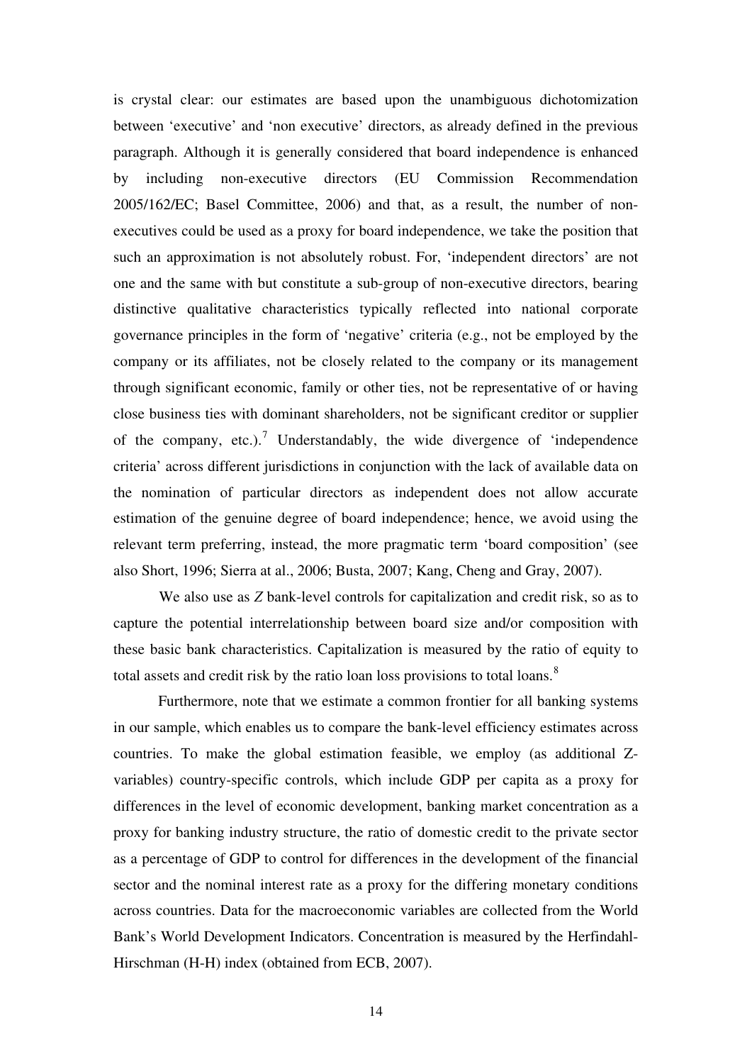is crystal clear: our estimates are based upon the unambiguous dichotomization between 'executive' and 'non executive' directors, as already defined in the previous paragraph. Although it is generally considered that board independence is enhanced by including non-executive directors (EU Commission Recommendation 2005/162/EC; Basel Committee, 2006) and that, as a result, the number of non-executives could be used as a proxy for board independence, we take the position that such an approximation is not absolutely robust. For, 'independent directors' are not one and the same with but constitute a sub-group of non-executive directors, bearing distinctive qualitative characteristics typically reflected into national corporate governance principles in the form of 'negative' criteria (e.g., not be employed by the company or its affiliates, not be closely related to the company or its management through significant economic, family or other ties, not be representative of or having close business ties with dominant shareholders, not be significant creditor or supplier of the company, etc.).[7] Understandably, the wide divergence of 'independence criteria' across different jurisdictions in conjunction with the lack of available data on the nomination of particular directors as independent does not allow accurate estimation of the genuine degree of board independence; hence, we avoid using the relevant term preferring, instead, the more pragmatic term 'board composition' (see also Short, 1996; Sierra at al., 2006; Busta, 2007; Kang, Cheng and Gray, 2007).

We also use as *Z* bank-level controls for capitalization and credit risk, so as to capture the potential interrelationship between board size and/or composition with these basic bank characteristics. Capitalization is measured by the ratio of equity to total assets and credit risk by the ratio loan loss provisions to total loans.[8]

Furthermore, note that we estimate a common frontier for all banking systems in our sample, which enables us to compare the bank-level efficiency estimates across countries. To make the global estimation feasible, we employ (as additional Z-variables) country-specific controls, which include GDP per capita as a proxy for differences in the level of economic development, banking market concentration as a proxy for banking industry structure, the ratio of domestic credit to the private sector as a percentage of GDP to control for differences in the development of the financial sector and the nominal interest rate as a proxy for the differing monetary conditions across countries. Data for the macroeconomic variables are collected from the World Bank's World Development Indicators. Concentration is measured by the Herfindahl-Hirschman (H-H) index (obtained from ECB, 2007).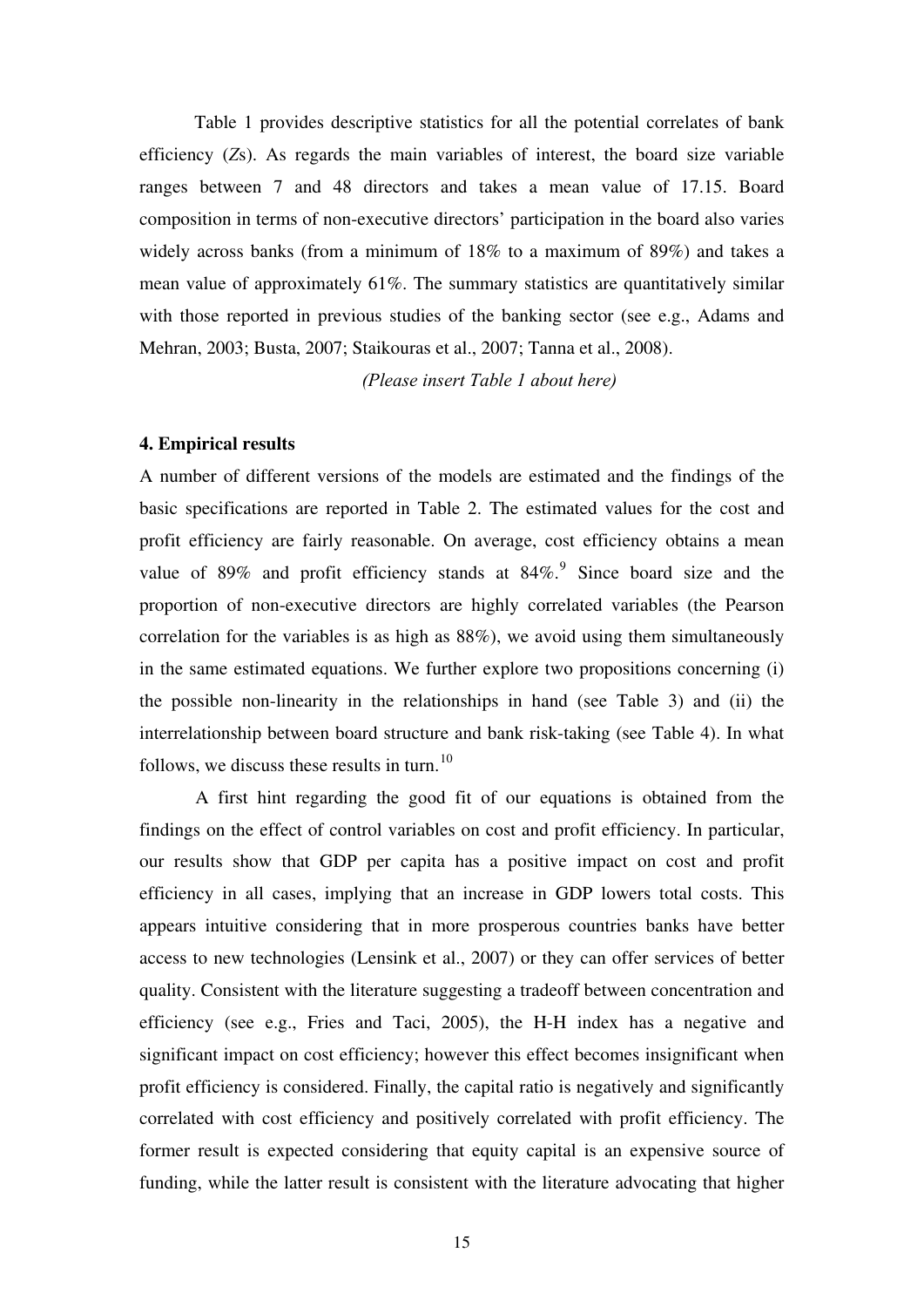Table 1 provides descriptive statistics for all the potential correlates of bank efficiency ($Z$s). As regards the main variables of interest, the board size variable ranges between 7 and 48 directors and takes a mean value of 17.15. Board composition in terms of non-executive directors' participation in the board also varies widely across banks (from a minimum of 18% to a maximum of 89%) and takes a mean value of approximately 61%. The summary statistics are quantitatively similar with those reported in previous studies of the banking sector (see e.g., Adams and Mehran, 2003; Busta, 2007; Staikouras et al., 2007; Tanna et al., 2008).

*(Please insert Table 1 about here)*

**4. Empirical results**

A number of different versions of the models are estimated and the findings of the basic specifications are reported in Table 2. The estimated values for the cost and profit efficiency are fairly reasonable. On average, cost efficiency obtains a mean value of 89% and profit efficiency stands at 84%.[9] Since board size and the proportion of non-executive directors are highly correlated variables (the Pearson correlation for the variables is as high as 88%), we avoid using them simultaneously in the same estimated equations. We further explore two propositions concerning (i) the possible non-linearity in the relationships in hand (see Table 3) and (ii) the interrelationship between board structure and bank risk-taking (see Table 4). In what follows, we discuss these results in turn.[10]

A first hint regarding the good fit of our equations is obtained from the findings on the effect of control variables on cost and profit efficiency. In particular, our results show that GDP per capita has a positive impact on cost and profit efficiency in all cases, implying that an increase in GDP lowers total costs. This appears intuitive considering that in more prosperous countries banks have better access to new technologies (Lensink et al., 2007) or they can offer services of better quality. Consistent with the literature suggesting a tradeoff between concentration and efficiency (see e.g., Fries and Taci, 2005), the H-H index has a negative and significant impact on cost efficiency; however this effect becomes insignificant when profit efficiency is considered. Finally, the capital ratio is negatively and significantly correlated with cost efficiency and positively correlated with profit efficiency. The former result is expected considering that equity capital is an expensive source of funding, while the latter result is consistent with the literature advocating that higher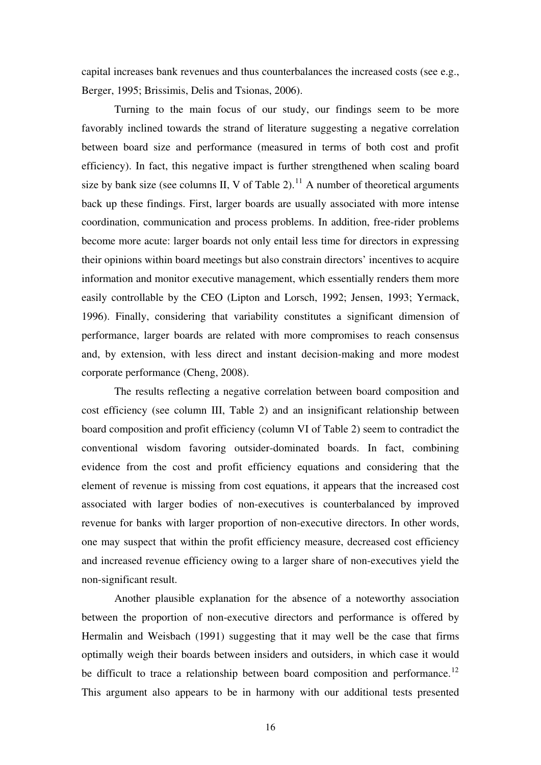capital increases bank revenues and thus counterbalances the increased costs (see e.g., Berger, 1995; Brissimis, Delis and Tsionas, 2006).

Turning to the main focus of our study, our findings seem to be more favorably inclined towards the strand of literature suggesting a negative correlation between board size and performance (measured in terms of both cost and profit efficiency). In fact, this negative impact is further strengthened when scaling board size by bank size (see columns II, V of Table 2).[11] A number of theoretical arguments back up these findings. First, larger boards are usually associated with more intense coordination, communication and process problems. In addition, free-rider problems become more acute: larger boards not only entail less time for directors in expressing their opinions within board meetings but also constrain directors' incentives to acquire information and monitor executive management, which essentially renders them more easily controllable by the CEO (Lipton and Lorsch, 1992; Jensen, 1993; Yermack, 1996). Finally, considering that variability constitutes a significant dimension of performance, larger boards are related with more compromises to reach consensus and, by extension, with less direct and instant decision-making and more modest corporate performance (Cheng, 2008).

The results reflecting a negative correlation between board composition and cost efficiency (see column III, Table 2) and an insignificant relationship between board composition and profit efficiency (column VI of Table 2) seem to contradict the conventional wisdom favoring outsider-dominated boards. In fact, combining evidence from the cost and profit efficiency equations and considering that the element of revenue is missing from cost equations, it appears that the increased cost associated with larger bodies of non-executives is counterbalanced by improved revenue for banks with larger proportion of non-executive directors. In other words, one may suspect that within the profit efficiency measure, decreased cost efficiency and increased revenue efficiency owing to a larger share of non-executives yield the non-significant result.

Another plausible explanation for the absence of a noteworthy association between the proportion of non-executive directors and performance is offered by Hermalin and Weisbach (1991) suggesting that it may well be the case that firms optimally weigh their boards between insiders and outsiders, in which case it would be difficult to trace a relationship between board composition and performance.[12] This argument also appears to be in harmony with our additional tests presented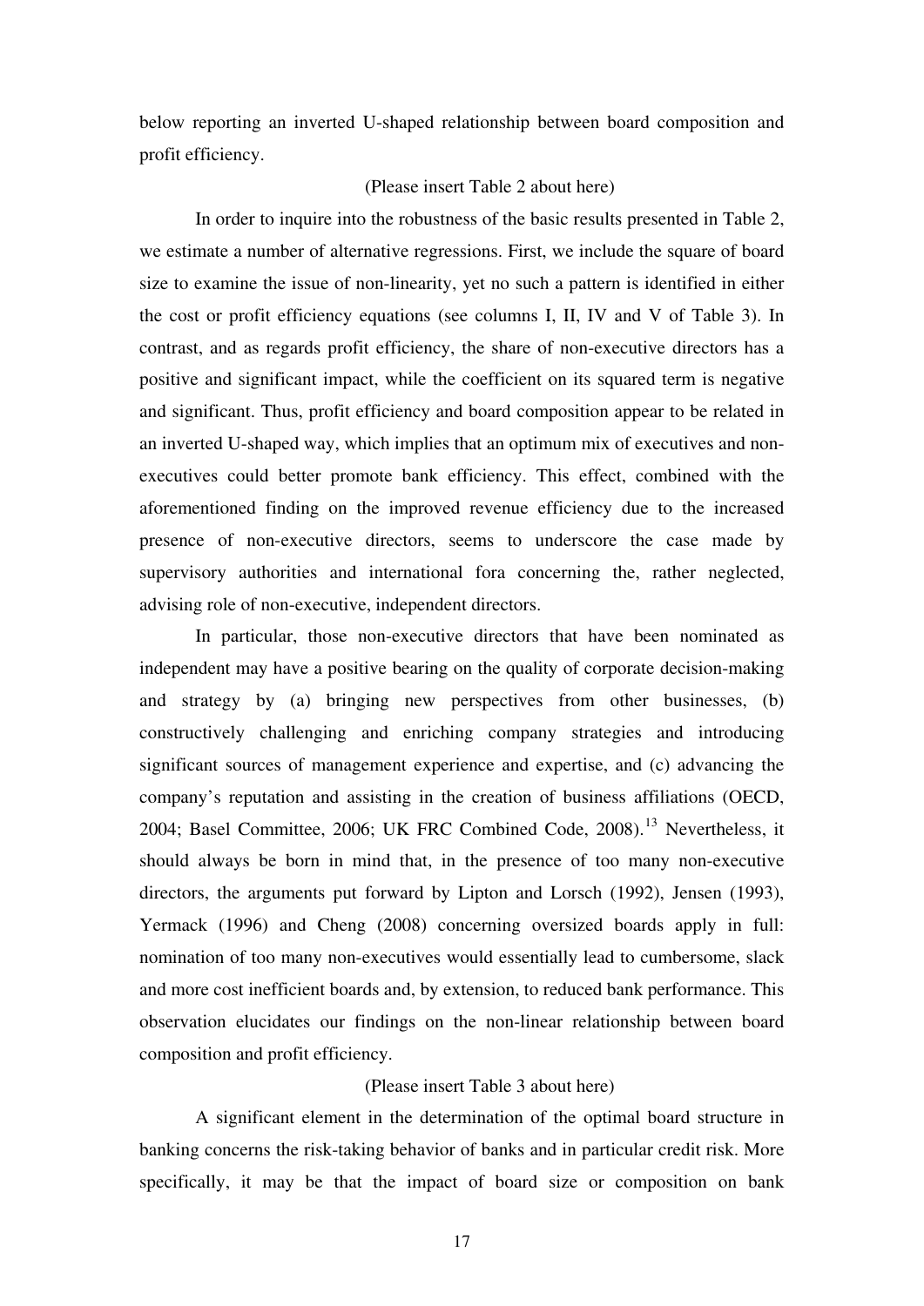below reporting an inverted U-shaped relationship between board composition and profit efficiency.

(Please insert Table 2 about here)

In order to inquire into the robustness of the basic results presented in Table 2, we estimate a number of alternative regressions. First, we include the square of board size to examine the issue of non-linearity, yet no such a pattern is identified in either the cost or profit efficiency equations (see columns I, II, IV and V of Table 3). In contrast, and as regards profit efficiency, the share of non-executive directors has a positive and significant impact, while the coefficient on its squared term is negative and significant. Thus, profit efficiency and board composition appear to be related in an inverted U-shaped way, which implies that an optimum mix of executives and non-executives could better promote bank efficiency. This effect, combined with the aforementioned finding on the improved revenue efficiency due to the increased presence of non-executive directors, seems to underscore the case made by supervisory authorities and international fora concerning the, rather neglected, advising role of non-executive, independent directors.

In particular, those non-executive directors that have been nominated as independent may have a positive bearing on the quality of corporate decision-making and strategy by (a) bringing new perspectives from other businesses, (b) constructively challenging and enriching company strategies and introducing significant sources of management experience and expertise, and (c) advancing the company's reputation and assisting in the creation of business affiliations (OECD, 2004; Basel Committee, 2006; UK FRC Combined Code, 2008).[13] Nevertheless, it should always be born in mind that, in the presence of too many non-executive directors, the arguments put forward by Lipton and Lorsch (1992), Jensen (1993), Yermack (1996) and Cheng (2008) concerning oversized boards apply in full: nomination of too many non-executives would essentially lead to cumbersome, slack and more cost inefficient boards and, by extension, to reduced bank performance. This observation elucidates our findings on the non-linear relationship between board composition and profit efficiency.

(Please insert Table 3 about here)

A significant element in the determination of the optimal board structure in banking concerns the risk-taking behavior of banks and in particular credit risk. More specifically, it may be that the impact of board size or composition on bank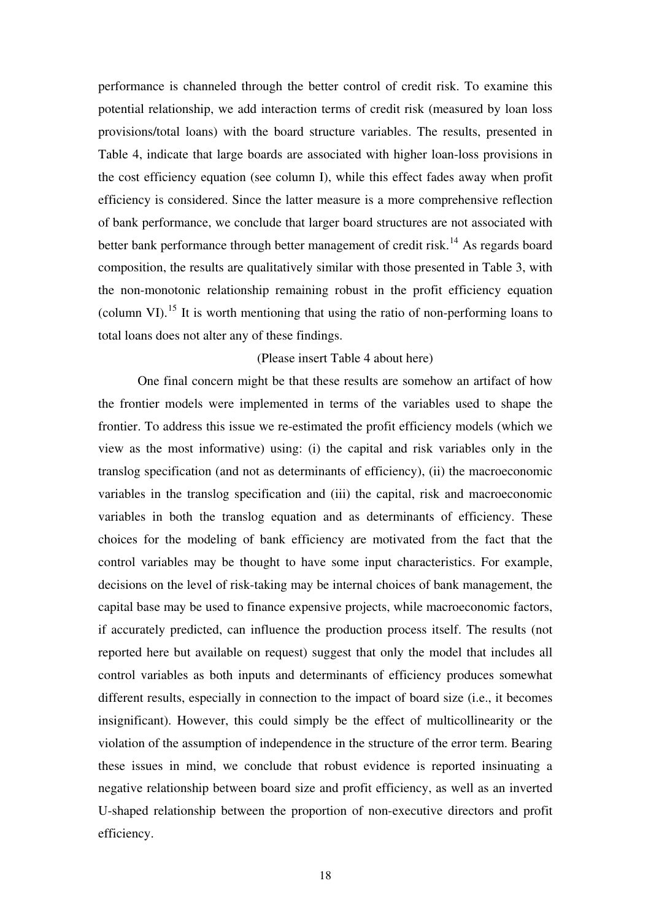performance is channeled through the better control of credit risk. To examine this potential relationship, we add interaction terms of credit risk (measured by loan loss provisions/total loans) with the board structure variables. The results, presented in Table 4, indicate that large boards are associated with higher loan-loss provisions in the cost efficiency equation (see column I), while this effect fades away when profit efficiency is considered. Since the latter measure is a more comprehensive reflection of bank performance, we conclude that larger board structures are not associated with better bank performance through better management of credit risk.[14] As regards board composition, the results are qualitatively similar with those presented in Table 3, with the non-monotonic relationship remaining robust in the profit efficiency equation (column VI).[15] It is worth mentioning that using the ratio of non-performing loans to total loans does not alter any of these findings.

(Please insert Table 4 about here)

One final concern might be that these results are somehow an artifact of how the frontier models were implemented in terms of the variables used to shape the frontier. To address this issue we re-estimated the profit efficiency models (which we view as the most informative) using: (i) the capital and risk variables only in the translog specification (and not as determinants of efficiency), (ii) the macroeconomic variables in the translog specification and (iii) the capital, risk and macroeconomic variables in both the translog equation and as determinants of efficiency. These choices for the modeling of bank efficiency are motivated from the fact that the control variables may be thought to have some input characteristics. For example, decisions on the level of risk-taking may be internal choices of bank management, the capital base may be used to finance expensive projects, while macroeconomic factors, if accurately predicted, can influence the production process itself. The results (not reported here but available on request) suggest that only the model that includes all control variables as both inputs and determinants of efficiency produces somewhat different results, especially in connection to the impact of board size (i.e., it becomes insignificant). However, this could simply be the effect of multicollinearity or the violation of the assumption of independence in the structure of the error term. Bearing these issues in mind, we conclude that robust evidence is reported insinuating a negative relationship between board size and profit efficiency, as well as an inverted U-shaped relationship between the proportion of non-executive directors and profit efficiency.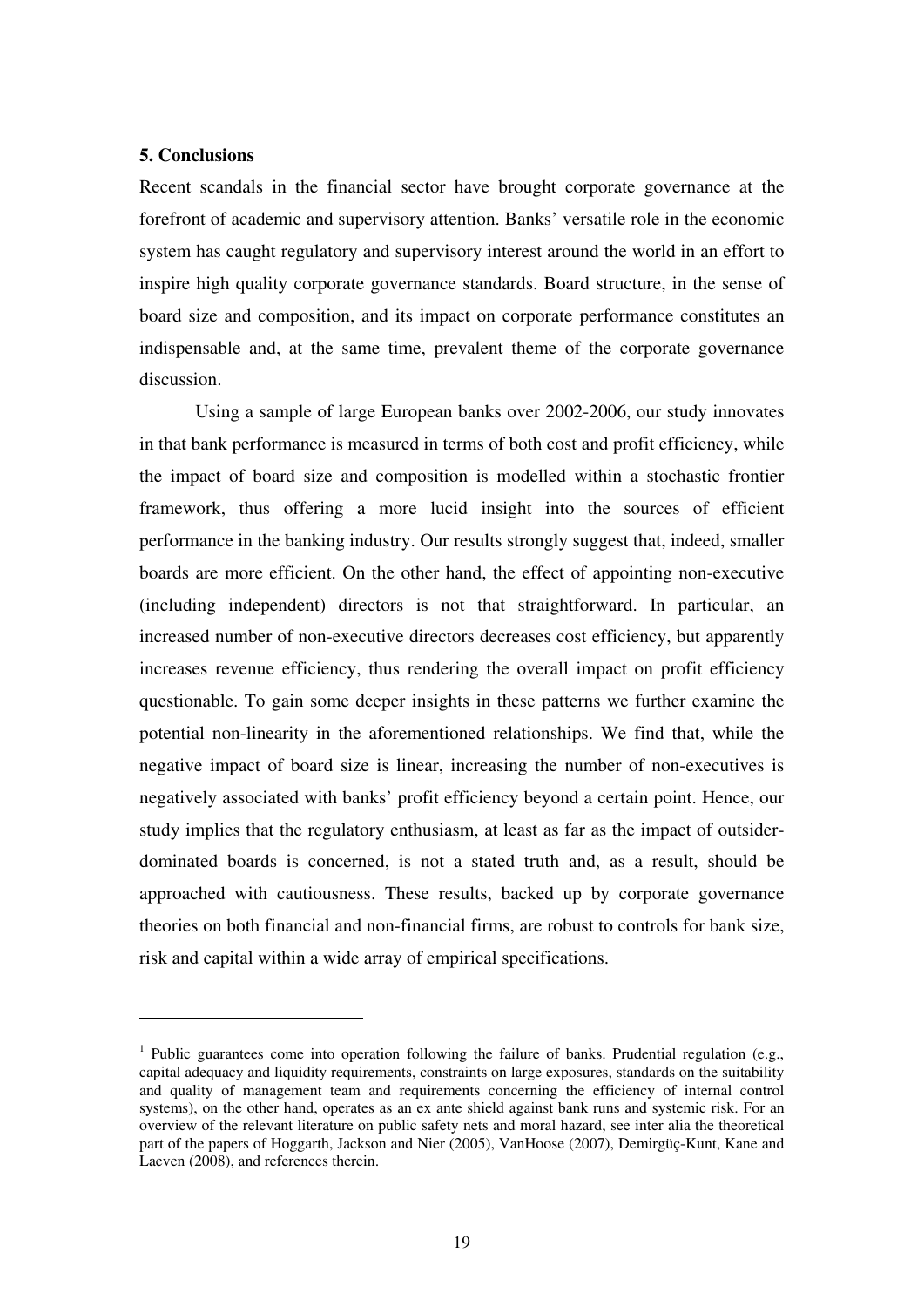### 5. Conclusions

Recent scandals in the financial sector have brought corporate governance at the forefront of academic and supervisory attention. Banks' versatile role in the economic system has caught regulatory and supervisory interest around the world in an effort to inspire high quality corporate governance standards. Board structure, in the sense of board size and composition, and its impact on corporate performance constitutes an indispensable and, at the same time, prevalent theme of the corporate governance discussion.

Using a sample of large European banks over 2002-2006, our study innovates in that bank performance is measured in terms of both cost and profit efficiency, while the impact of board size and composition is modelled within a stochastic frontier framework, thus offering a more lucid insight into the sources of efficient performance in the banking industry. Our results strongly suggest that, indeed, smaller boards are more efficient. On the other hand, the effect of appointing non-executive (including independent) directors is not that straightforward. In particular, an increased number of non-executive directors decreases cost efficiency, but apparently increases revenue efficiency, thus rendering the overall impact on profit efficiency questionable. To gain some deeper insights in these patterns we further examine the potential non-linearity in the aforementioned relationships. We find that, while the negative impact of board size is linear, increasing the number of non-executives is negatively associated with banks' profit efficiency beyond a certain point. Hence, our study implies that the regulatory enthusiasm, at least as far as the impact of outsider-dominated boards is concerned, is not a stated truth and, as a result, should be approached with cautiousness. These results, backed up by corporate governance theories on both financial and non-financial firms, are robust to controls for bank size, risk and capital within a wide array of empirical specifications.

---

[1] Public guarantees come into operation following the failure of banks. Prudential regulation (e.g., capital adequacy and liquidity requirements, constraints on large exposures, standards on the suitability and quality of management team and requirements concerning the efficiency of internal control systems), on the other hand, operates as an ex ante shield against bank runs and systemic risk. For an overview of the relevant literature on public safety nets and moral hazard, see inter alia the theoretical part of the papers of Hoggarth, Jackson and Nier (2005), VanHoose (2007), Demirgüç-Kunt, Kane and Laeven (2008), and references therein.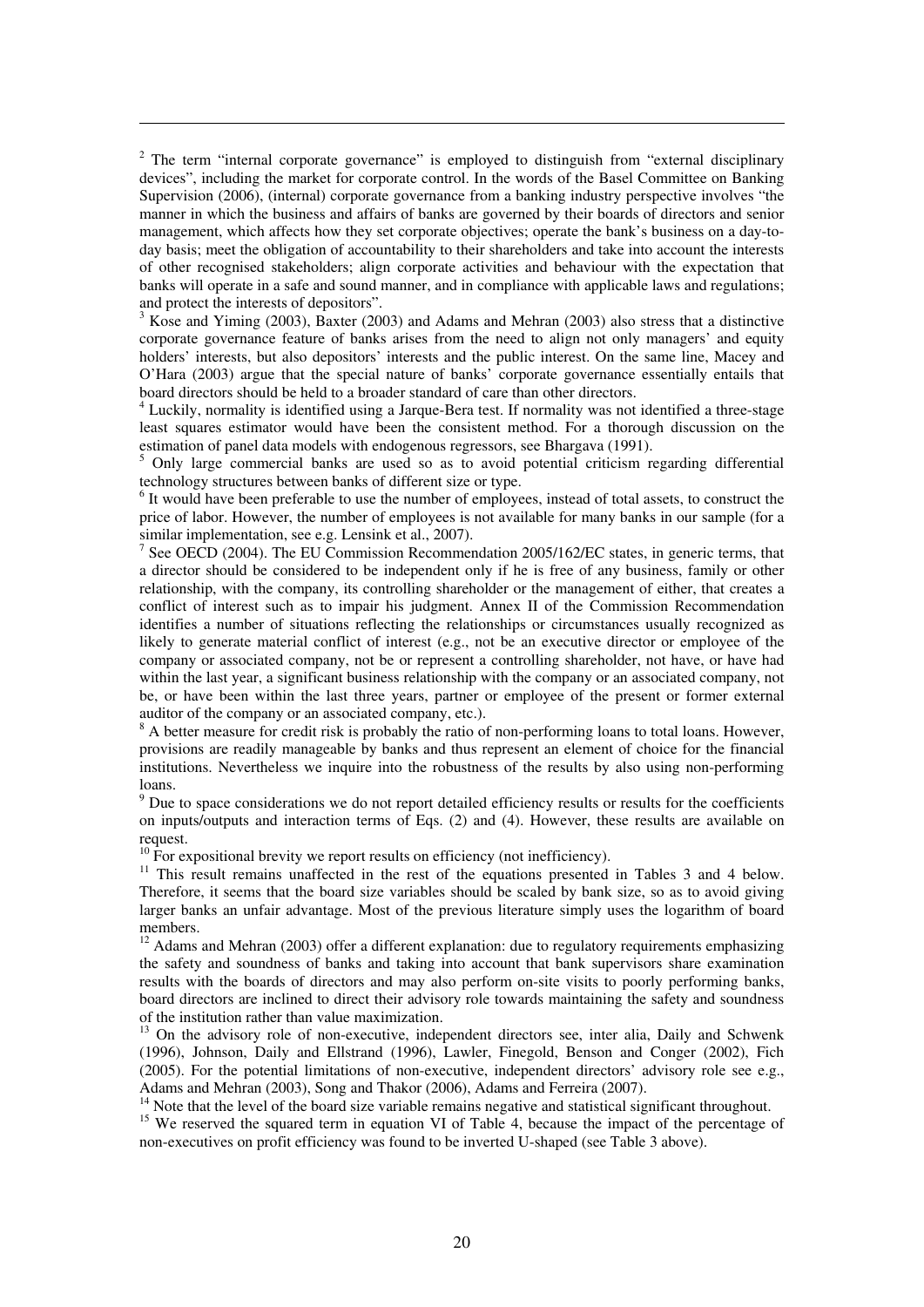[2] The term "internal corporate governance" is employed to distinguish from "external disciplinary devices", including the market for corporate control. In the words of the Basel Committee on Banking Supervision (2006), (internal) corporate governance from a banking industry perspective involves "the manner in which the business and affairs of banks are governed by their boards of directors and senior management, which affects how they set corporate objectives; operate the bank's business on a day-to-day basis; meet the obligation of accountability to their shareholders and take into account the interests of other recognised stakeholders; align corporate activities and behaviour with the expectation that banks will operate in a safe and sound manner, and in compliance with applicable laws and regulations; and protect the interests of depositors".

[3] Kose and Yiming (2003), Baxter (2003) and Adams and Mehran (2003) also stress that a distinctive corporate governance feature of banks arises from the need to align not only managers' and equity holders' interests, but also depositors' interests and the public interest. On the same line, Macey and O'Hara (2003) argue that the special nature of banks' corporate governance essentially entails that board directors should be held to a broader standard of care than other directors.

[4] Luckily, normality is identified using a Jarque-Bera test. If normality was not identified a three-stage least squares estimator would have been the consistent method. For a thorough discussion on the estimation of panel data models with endogenous regressors, see Bhargava (1991).

[5] Only large commercial banks are used so as to avoid potential criticism regarding differential technology structures between banks of different size or type.

[6] It would have been preferable to use the number of employees, instead of total assets, to construct the price of labor. However, the number of employees is not available for many banks in our sample (for a similar implementation, see e.g. Lensink et al., 2007).

[7] See OECD (2004). The EU Commission Recommendation 2005/162/EC states, in generic terms, that a director should be considered to be independent only if he is free of any business, family or other relationship, with the company, its controlling shareholder or the management of either, that creates a conflict of interest such as to impair his judgment. Annex II of the Commission Recommendation identifies a number of situations reflecting the relationships or circumstances usually recognized as likely to generate material conflict of interest (e.g., not be an executive director or employee of the company or associated company, not be or represent a controlling shareholder, not have, or have had within the last year, a significant business relationship with the company or an associated company, not be, or have been within the last three years, partner or employee of the present or former external auditor of the company or an associated company, etc.).

[8] A better measure for credit risk is probably the ratio of non-performing loans to total loans. However, provisions are readily manageable by banks and thus represent an element of choice for the financial institutions. Nevertheless we inquire into the robustness of the results by also using non-performing loans.

[9] Due to space considerations we do not report detailed efficiency results or results for the coefficients on inputs/outputs and interaction terms of Eqs. (2) and (4). However, these results are available on request.

[10] For expositional brevity we report results on efficiency (not inefficiency).

[11] This result remains unaffected in the rest of the equations presented in Tables 3 and 4 below. Therefore, it seems that the board size variables should be scaled by bank size, so as to avoid giving larger banks an unfair advantage. Most of the previous literature simply uses the logarithm of board members.

[12] Adams and Mehran (2003) offer a different explanation: due to regulatory requirements emphasizing the safety and soundness of banks and taking into account that bank supervisors share examination results with the boards of directors and may also perform on-site visits to poorly performing banks, board directors are inclined to direct their advisory role towards maintaining the safety and soundness of the institution rather than value maximization.

[13] On the advisory role of non-executive, independent directors see, inter alia, Daily and Schwenk (1996), Johnson, Daily and Ellstrand (1996), Lawler, Finegold, Benson and Conger (2002), Fich (2005). For the potential limitations of non-executive, independent directors' advisory role see e.g., Adams and Mehran (2003), Song and Thakor (2006), Adams and Ferreira (2007).

[14] Note that the level of the board size variable remains negative and statistical significant throughout.

[15] We reserved the squared term in equation VI of Table 4, because the impact of the percentage of non-executives on profit efficiency was found to be inverted U-shaped (see Table 3 above).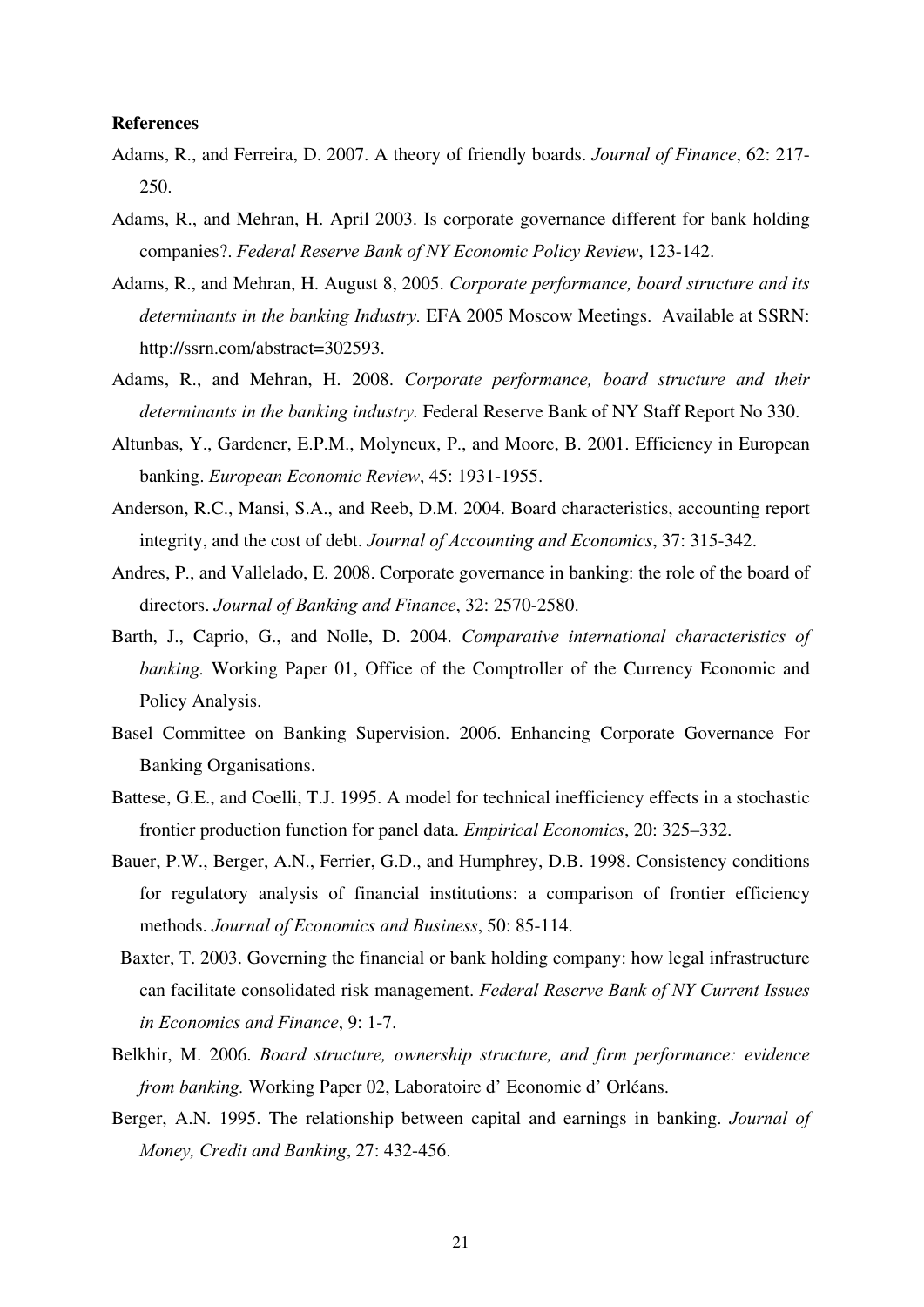**References**

Adams, R., and Ferreira, D. 2007. A theory of friendly boards. *Journal of Finance*, 62: 217-250.

Adams, R., and Mehran, H. April 2003. Is corporate governance different for bank holding companies?. *Federal Reserve Bank of NY Economic Policy Review*, 123-142.

Adams, R., and Mehran, H. August 8, 2005. *Corporate performance, board structure and its determinants in the banking Industry*. EFA 2005 Moscow Meetings. Available at SSRN: http://ssrn.com/abstract=302593.

Adams, R., and Mehran, H. 2008. *Corporate performance, board structure and their determinants in the banking industry.* Federal Reserve Bank of NY Staff Report No 330.

Altunbas, Y., Gardener, E.P.M., Molyneux, P., and Moore, B. 2001. Efficiency in European banking. *European Economic Review*, 45: 1931-1955.

Anderson, R.C., Mansi, S.A., and Reeb, D.M. 2004. Board characteristics, accounting report integrity, and the cost of debt. *Journal of Accounting and Economics*, 37: 315-342.

Andres, P., and Vallelado, E. 2008. Corporate governance in banking: the role of the board of directors. *Journal of Banking and Finance*, 32: 2570-2580.

Barth, J., Caprio, G., and Nolle, D. 2004. *Comparative international characteristics of banking.* Working Paper 01, Office of the Comptroller of the Currency Economic and Policy Analysis.

Basel Committee on Banking Supervision. 2006. Enhancing Corporate Governance For Banking Organisations.

Battese, G.E., and Coelli, T.J. 1995. A model for technical inefficiency effects in a stochastic frontier production function for panel data. *Empirical Economics*, 20: 325–332.

Bauer, P.W., Berger, A.N., Ferrier, G.D., and Humphrey, D.B. 1998. Consistency conditions for regulatory analysis of financial institutions: a comparison of frontier efficiency methods. *Journal of Economics and Business*, 50: 85-114.

Baxter, T. 2003. Governing the financial or bank holding company: how legal infrastructure can facilitate consolidated risk management. *Federal Reserve Bank of NY Current Issues in Economics and Finance*, 9: 1-7.

Belkhir, M. 2006. *Board structure, ownership structure, and firm performance: evidence from banking.* Working Paper 02, Laboratoire d' Economie d' Orléans.

Berger, A.N. 1995. The relationship between capital and earnings in banking. *Journal of Money, Credit and Banking*, 27: 432-456.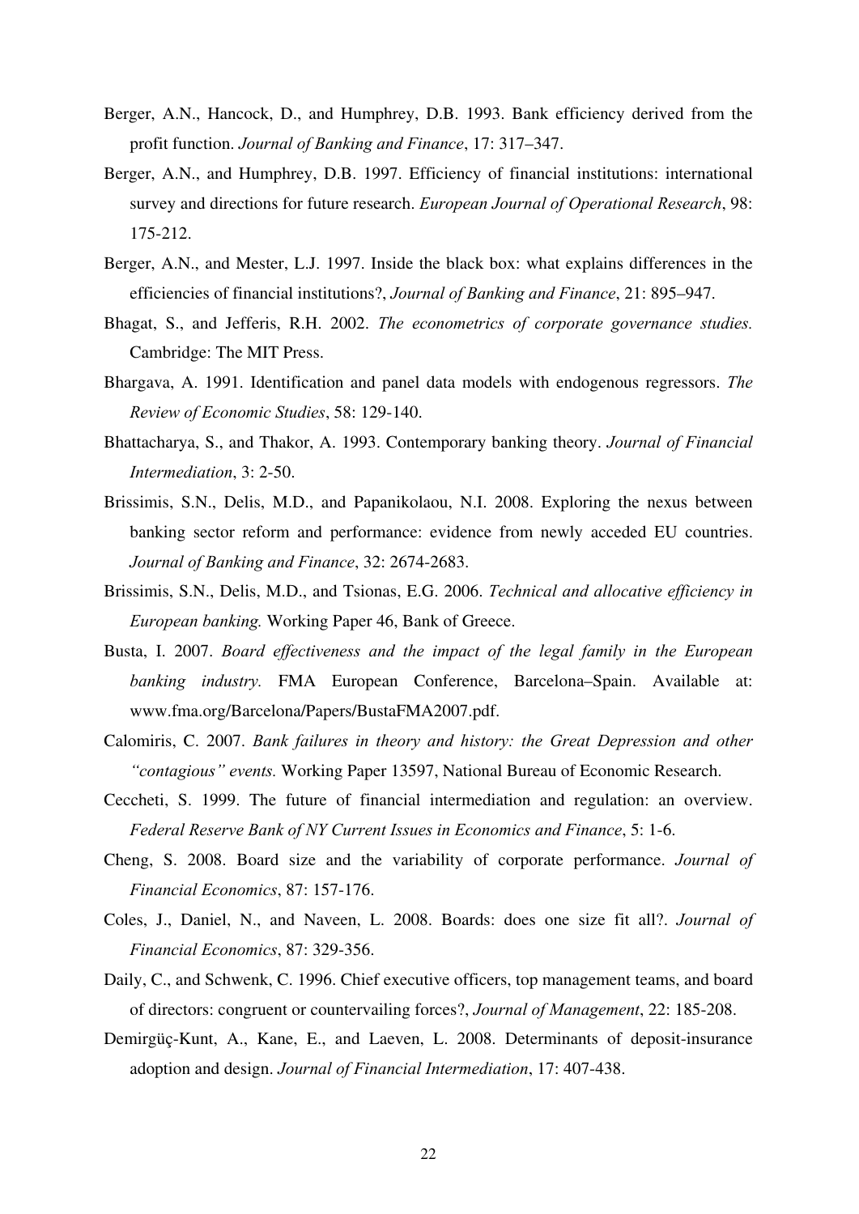Berger, A.N., Hancock, D., and Humphrey, D.B. 1993. Bank efficiency derived from the profit function. *Journal of Banking and Finance*, 17: 317–347.

Berger, A.N., and Humphrey, D.B. 1997. Efficiency of financial institutions: international survey and directions for future research. *European Journal of Operational Research*, 98: 175-212.

Berger, A.N., and Mester, L.J. 1997. Inside the black box: what explains differences in the efficiencies of financial institutions?, *Journal of Banking and Finance*, 21: 895–947.

Bhagat, S., and Jefferis, R.H. 2002. *The econometrics of corporate governance studies.* Cambridge: The MIT Press.

Bhargava, A. 1991. Identification and panel data models with endogenous regressors. *The Review of Economic Studies*, 58: 129-140.

Bhattacharya, S., and Thakor, A. 1993. Contemporary banking theory. *Journal of Financial Intermediation*, 3: 2-50.

Brissimis, S.N., Delis, M.D., and Papanikolaou, N.I. 2008. Exploring the nexus between banking sector reform and performance: evidence from newly acceded EU countries. *Journal of Banking and Finance*, 32: 2674-2683.

Brissimis, S.N., Delis, M.D., and Tsionas, E.G. 2006. *Technical and allocative efficiency in European banking.* Working Paper 46, Bank of Greece.

Busta, I. 2007. *Board effectiveness and the impact of the legal family in the European banking industry.* FMA European Conference, Barcelona–Spain. Available at: www.fma.org/Barcelona/Papers/BustaFMA2007.pdf.

Calomiris, C. 2007. *Bank failures in theory and history: the Great Depression and other "contagious" events.* Working Paper 13597, National Bureau of Economic Research.

Ceccheti, S. 1999. The future of financial intermediation and regulation: an overview. *Federal Reserve Bank of NY Current Issues in Economics and Finance*, 5: 1-6.

Cheng, S. 2008. Board size and the variability of corporate performance. *Journal of Financial Economics*, 87: 157-176.

Coles, J., Daniel, N., and Naveen, L. 2008. Boards: does one size fit all?. *Journal of Financial Economics*, 87: 329-356.

Daily, C., and Schwenk, C. 1996. Chief executive officers, top management teams, and board of directors: congruent or countervailing forces?, *Journal of Management*, 22: 185-208.

Demirgüç-Kunt, A., Kane, E., and Laeven, L. 2008. Determinants of deposit-insurance adoption and design. *Journal of Financial Intermediation*, 17: 407-438.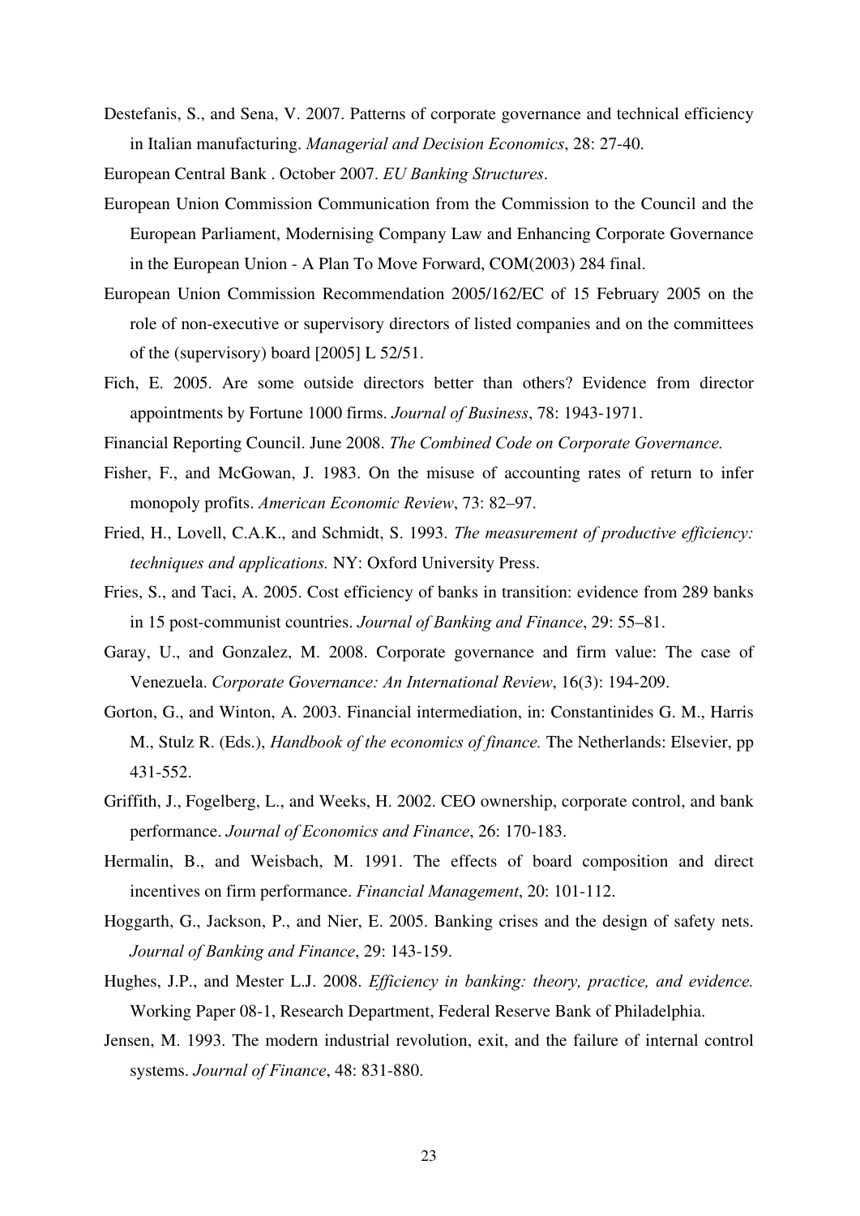Destefanis, S., and Sena, V. 2007. Patterns of corporate governance and technical efficiency in Italian manufacturing. *Managerial and Decision Economics*, 28: 27-40.

European Central Bank . October 2007. *EU Banking Structures*.

European Union Commission Communication from the Commission to the Council and the European Parliament, Modernising Company Law and Enhancing Corporate Governance in the European Union - A Plan To Move Forward, COM(2003) 284 final.

European Union Commission Recommendation 2005/162/EC of 15 February 2005 on the role of non-executive or supervisory directors of listed companies and on the committees of the (supervisory) board [2005] L 52/51.

Fich, E. 2005. Are some outside directors better than others? Evidence from director appointments by Fortune 1000 firms. *Journal of Business*, 78: 1943-1971.

Financial Reporting Council. June 2008. *The Combined Code on Corporate Governance.*

Fisher, F., and McGowan, J. 1983. On the misuse of accounting rates of return to infer monopoly profits. *American Economic Review*, 73: 82–97.

Fried, H., Lovell, C.A.K., and Schmidt, S. 1993. *The measurement of productive efficiency: techniques and applications.* NY: Oxford University Press.

Fries, S., and Taci, A. 2005. Cost efficiency of banks in transition: evidence from 289 banks in 15 post-communist countries. *Journal of Banking and Finance*, 29: 55–81.

Garay, U., and Gonzalez, M. 2008. Corporate governance and firm value: The case of Venezuela. *Corporate Governance: An International Review*, 16(3): 194-209.

Gorton, G., and Winton, A. 2003. Financial intermediation, in: Constantinides G. M., Harris M., Stulz R. (Eds.), *Handbook of the economics of finance.* The Netherlands: Elsevier, pp 431-552.

Griffith, J., Fogelberg, L., and Weeks, H. 2002. CEO ownership, corporate control, and bank performance. *Journal of Economics and Finance*, 26: 170-183.

Hermalin, B., and Weisbach, M. 1991. The effects of board composition and direct incentives on firm performance. *Financial Management*, 20: 101-112.

Hoggarth, G., Jackson, P., and Nier, E. 2005. Banking crises and the design of safety nets. *Journal of Banking and Finance*, 29: 143-159.

Hughes, J.P., and Mester L.J. 2008. *Efficiency in banking: theory, practice, and evidence.* Working Paper 08-1, Research Department, Federal Reserve Bank of Philadelphia.

Jensen, M. 1993. The modern industrial revolution, exit, and the failure of internal control systems. *Journal of Finance*, 48: 831-880.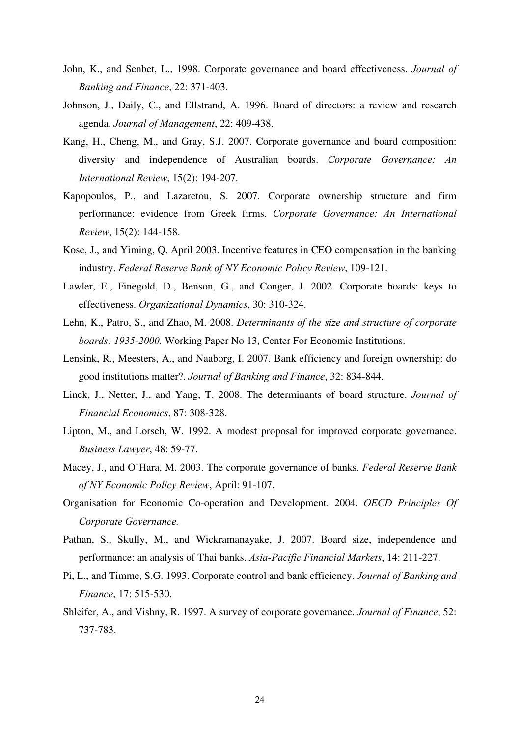John, K., and Senbet, L., 1998. Corporate governance and board effectiveness. *Journal of Banking and Finance*, 22: 371-403.

Johnson, J., Daily, C., and Ellstrand, A. 1996. Board of directors: a review and research agenda. *Journal of Management*, 22: 409-438.

Kang, H., Cheng, M., and Gray, S.J. 2007. Corporate governance and board composition: diversity and independence of Australian boards. *Corporate Governance: An International Review*, 15(2): 194-207.

Kapopoulos, P., and Lazaretou, S. 2007. Corporate ownership structure and firm performance: evidence from Greek firms. *Corporate Governance: An International Review*, 15(2): 144-158.

Kose, J., and Yiming, Q. April 2003. Incentive features in CEO compensation in the banking industry. *Federal Reserve Bank of NY Economic Policy Review*, 109-121.

Lawler, E., Finegold, D., Benson, G., and Conger, J. 2002. Corporate boards: keys to effectiveness. *Organizational Dynamics*, 30: 310-324.

Lehn, K., Patro, S., and Zhao, M. 2008. *Determinants of the size and structure of corporate boards: 1935-2000.* Working Paper No 13, Center For Economic Institutions.

Lensink, R., Meesters, A., and Naaborg, I. 2007. Bank efficiency and foreign ownership: do good institutions matter?. *Journal of Banking and Finance*, 32: 834-844.

Linck, J., Netter, J., and Yang, T. 2008. The determinants of board structure. *Journal of Financial Economics*, 87: 308-328.

Lipton, M., and Lorsch, W. 1992. A modest proposal for improved corporate governance. *Business Lawyer*, 48: 59-77.

Macey, J., and O'Hara, M. 2003. The corporate governance of banks. *Federal Reserve Bank of NY Economic Policy Review*, April: 91-107.

Organisation for Economic Co-operation and Development. 2004. *OECD Principles Of Corporate Governance.*

Pathan, S., Skully, M., and Wickramanayake, J. 2007. Board size, independence and performance: an analysis of Thai banks. *Asia-Pacific Financial Markets*, 14: 211-227.

Pi, L., and Timme, S.G. 1993. Corporate control and bank efficiency. *Journal of Banking and Finance*, 17: 515-530.

Shleifer, A., and Vishny, R. 1997. A survey of corporate governance. *Journal of Finance*, 52: 737-783.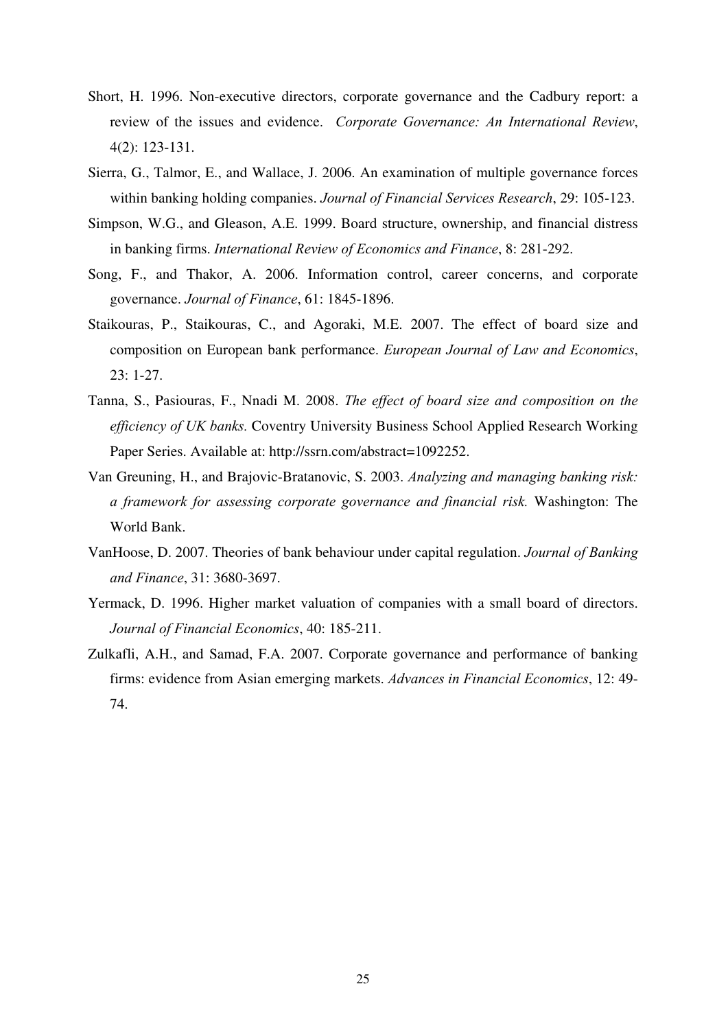Short, H. 1996. Non-executive directors, corporate governance and the Cadbury report: a review of the issues and evidence. *Corporate Governance: An International Review*, 4(2): 123-131.

Sierra, G., Talmor, E., and Wallace, J. 2006. An examination of multiple governance forces within banking holding companies. *Journal of Financial Services Research*, 29: 105-123.

Simpson, W.G., and Gleason, A.E. 1999. Board structure, ownership, and financial distress in banking firms. *International Review of Economics and Finance*, 8: 281-292.

Song, F., and Thakor, A. 2006. Information control, career concerns, and corporate governance. *Journal of Finance*, 61: 1845-1896.

Staikouras, P., Staikouras, C., and Agoraki, M.E. 2007. The effect of board size and composition on European bank performance. *European Journal of Law and Economics*, 23: 1-27.

Tanna, S., Pasiouras, F., Nnadi M. 2008. *The effect of board size and composition on the efficiency of UK banks.* Coventry University Business School Applied Research Working Paper Series. Available at: http://ssrn.com/abstract=1092252.

Van Greuning, H., and Brajovic-Bratanovic, S. 2003. *Analyzing and managing banking risk: a framework for assessing corporate governance and financial risk.* Washington: The World Bank.

VanHoose, D. 2007. Theories of bank behaviour under capital regulation. *Journal of Banking and Finance*, 31: 3680-3697.

Yermack, D. 1996. Higher market valuation of companies with a small board of directors. *Journal of Financial Economics*, 40: 185-211.

Zulkafli, A.H., and Samad, F.A. 2007. Corporate governance and performance of banking firms: evidence from Asian emerging markets. *Advances in Financial Economics*, 12: 49-74.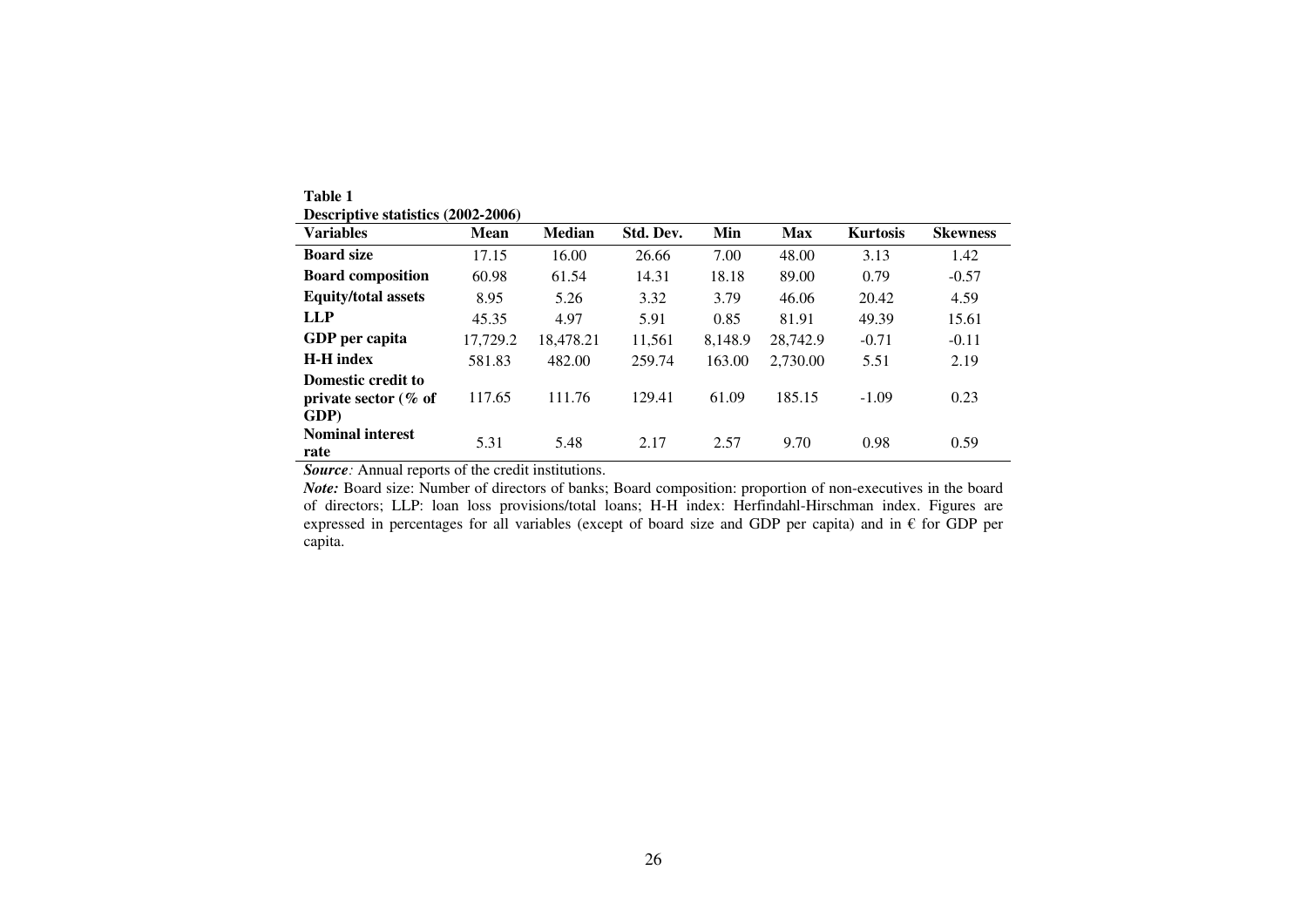**Table 1**
**Descriptive statistics (2002-2006)**

| Variables | Mean | Median | Std. Dev. | Min | Max | Kurtosis | Skewness |
|---|---|---|---|---|---|---|---|
| **Board size** | 17.15 | 16.00 | 26.66 | 7.00 | 48.00 | 3.13 | 1.42 |
| **Board composition** | 60.98 | 61.54 | 14.31 | 18.18 | 89.00 | 0.79 | -0.57 |
| **Equity/total assets** | 8.95 | 5.26 | 3.32 | 3.79 | 46.06 | 20.42 | 4.59 |
| **LLP** | 45.35 | 4.97 | 5.91 | 0.85 | 81.91 | 49.39 | 15.61 |
| **GDP per capita** | 17,729.2 | 18,478.21 | 11,561 | 8,148.9 | 28,742.9 | -0.71 | -0.11 |
| **H-H index** | 581.83 | 482.00 | 259.74 | 163.00 | 2,730.00 | 5.51 | 2.19 |
| **Domestic credit to private sector (% of GDP)** | 117.65 | 111.76 | 129.41 | 61.09 | 185.15 | -1.09 | 0.23 |
| **Nominal interest rate** | 5.31 | 5.48 | 2.17 | 2.57 | 9.70 | 0.98 | 0.59 |

***Source**:* Annual reports of the credit institutions.

***Note:*** Board size: Number of directors of banks; Board composition: proportion of non-executives in the board of directors; LLP: loan loss provisions/total loans; H-H index: Herfindahl-Hirschman index. Figures are expressed in percentages for all variables (except of board size and GDP per capita) and in € for GDP per capita.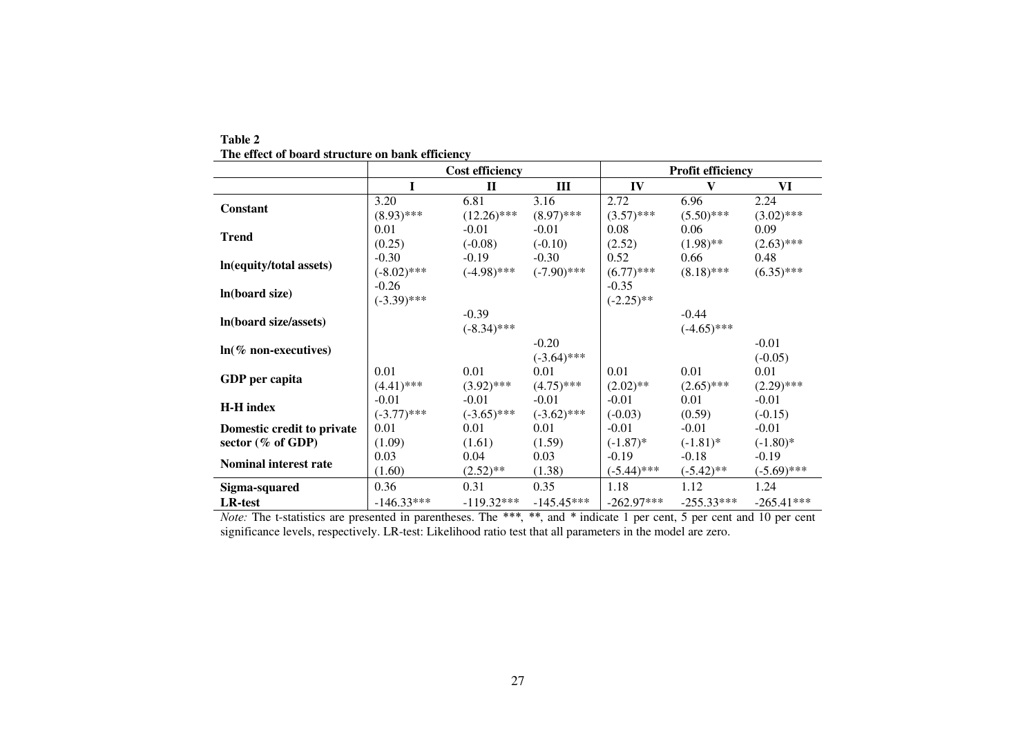**Table 2**
**The effect of board structure on bank efficiency**

| | Cost efficiency | | | Profit efficiency | | |
|---|---|---|---|---|---|---|
| | **I** | **II** | **III** | **IV** | **V** | **VI** |
| **Constant** | 3.20 (8.93)*** | 6.81 (12.26)*** | 3.16 (8.97)*** | 2.72 (3.57)*** | 6.96 (5.50)*** | 2.24 (3.02)*** |
| **Trend** | 0.01 (0.25) | -0.01 (-0.08) | -0.01 (-0.10) | 0.08 (2.52) | 0.06 (1.98)** | 0.09 (2.63)*** |
| **ln(equity/total assets)** | -0.30 (-8.02)*** | -0.19 (-4.98)*** | -0.30 (-7.90)*** | 0.52 (6.77)*** | 0.66 (8.18)*** | 0.48 (6.35)*** |
| **ln(board size)** | -0.26 (-3.39)*** | | | -0.35 (-2.25)** | | |
| **ln(board size/assets)** | | -0.39 (-8.34)*** | | | -0.44 (-4.65)*** | |
| **ln(% non-executives)** | | | -0.20 (-3.64)*** | | | -0.01 (-0.05) |
| **GDP per capita** | 0.01 (4.41)*** | 0.01 (3.92)*** | 0.01 (4.75)*** | 0.01 (2.02)** | 0.01 (2.65)*** | 0.01 (2.29)*** |
| **H-H index** | -0.01 (-3.77)*** | -0.01 (-3.65)*** | -0.01 (-3.62)*** | -0.01 (-0.03) | 0.01 (0.59) | -0.01 (-0.15) |
| **Domestic credit to private sector (% of GDP)** | 0.01 (1.09) | 0.01 (1.61) | 0.01 (1.59) | -0.01 (-1.87)* | -0.01 (-1.81)* | -0.01 (-1.80)* |
| **Nominal interest rate** | 0.03 (1.60) | 0.04 (2.52)** | 0.03 (1.38) | -0.19 (-5.44)*** | -0.18 (-5.42)** | -0.19 (-5.69)*** |
| **Sigma-squared** | 0.36 | 0.31 | 0.35 | 1.18 | 1.12 | 1.24 |
| **LR-test** | -146.33*** | -119.32*** | -145.45*** | -262.97*** | -255.33*** | -265.41*** |

*Note:* The t-statistics are presented in parentheses. The ***, **, and * indicate 1 per cent, 5 per cent and 10 per cent significance levels, respectively. LR-test: Likelihood ratio test that all parameters in the model are zero.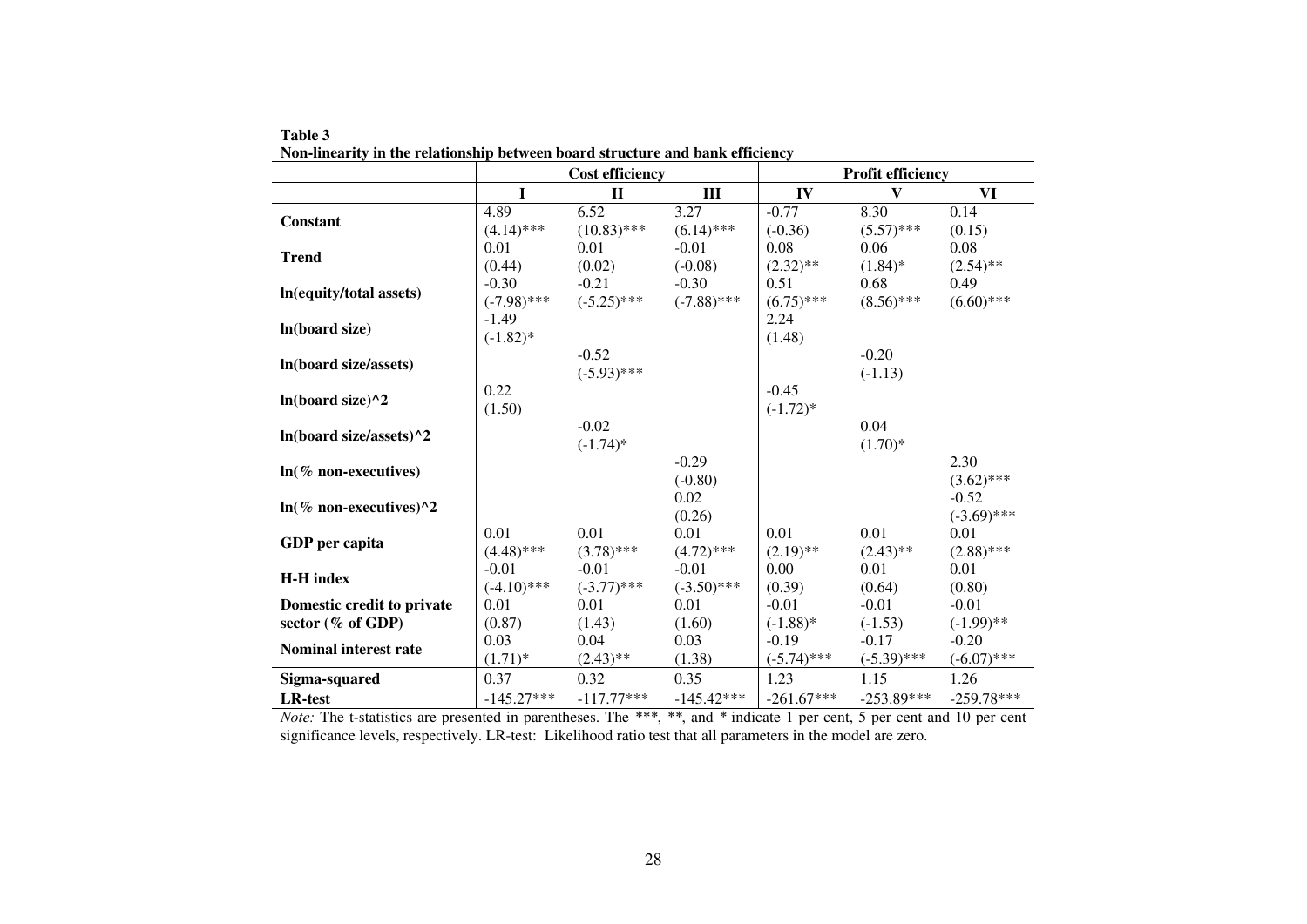**Table 3**
**Non-linearity in the relationship between board structure and bank efficiency**

| | Cost efficiency | | | Profit efficiency | | |
|---|---|---|---|---|---|---|
| | **I** | **II** | **III** | **IV** | **V** | **VI** |
| **Constant** | 4.89 (4.14)*** | 6.52 (10.83)*** | 3.27 (6.14)*** | -0.77 (-0.36) | 8.30 (5.57)*** | 0.14 (0.15) |
| **Trend** | 0.01 (0.44) | 0.01 (0.02) | -0.01 (-0.08) | 0.08 (2.32)** | 0.06 (1.84)* | 0.08 (2.54)** |
| **ln(equity/total assets)** | -0.30 (-7.98)*** | -0.21 (-5.25)*** | -0.30 (-7.88)*** | 0.51 (6.75)*** | 0.68 (8.56)*** | 0.49 (6.60)*** |
| **ln(board size)** | -1.49 (-1.82)* | | | 2.24 (1.48) | | |
| **ln(board size/assets)** | | -0.52 (-5.93)*** | | | -0.20 (-1.13) | |
| **ln(board size)^2** | 0.22 (1.50) | | | -0.45 (-1.72)* | | |
| **ln(board size/assets)^2** | | -0.02 (-1.74)* | | | 0.04 (1.70)* | |
| **ln(% non-executives)** | | | -0.29 (-0.80) | | | 2.30 (3.62)*** |
| **ln(% non-executives)^2** | | | 0.02 (0.26) | | | -0.52 (-3.69)*** |
| **GDP per capita** | 0.01 (4.48)*** | 0.01 (3.78)*** | 0.01 (4.72)*** | 0.01 (2.19)** | 0.01 (2.43)** | 0.01 (2.88)*** |
| **H-H index** | -0.01 (-4.10)*** | -0.01 (-3.77)*** | -0.01 (-3.50)*** | 0.00 (0.39) | 0.01 (0.64) | 0.01 (0.80) |
| **Domestic credit to private sector (% of GDP)** | 0.01 (0.87) | 0.01 (1.43) | 0.01 (1.60) | -0.01 (-1.88)* | -0.01 (-1.53) | -0.01 (-1.99)** |
| **Nominal interest rate** | 0.03 (1.71)* | 0.04 (2.43)** | 0.03 (1.38) | -0.19 (-5.74)*** | -0.17 (-5.39)*** | -0.20 (-6.07)*** |
| **Sigma-squared** | 0.37 | 0.32 | 0.35 | 1.23 | 1.15 | 1.26 |
| **LR-test** | -145.27*** | -117.77*** | -145.42*** | -261.67*** | -253.89*** | -259.78*** |

*Note:* The t-statistics are presented in parentheses. The ***, **, and * indicate 1 per cent, 5 per cent and 10 per cent significance levels, respectively. LR-test: Likelihood ratio test that all parameters in the model are zero.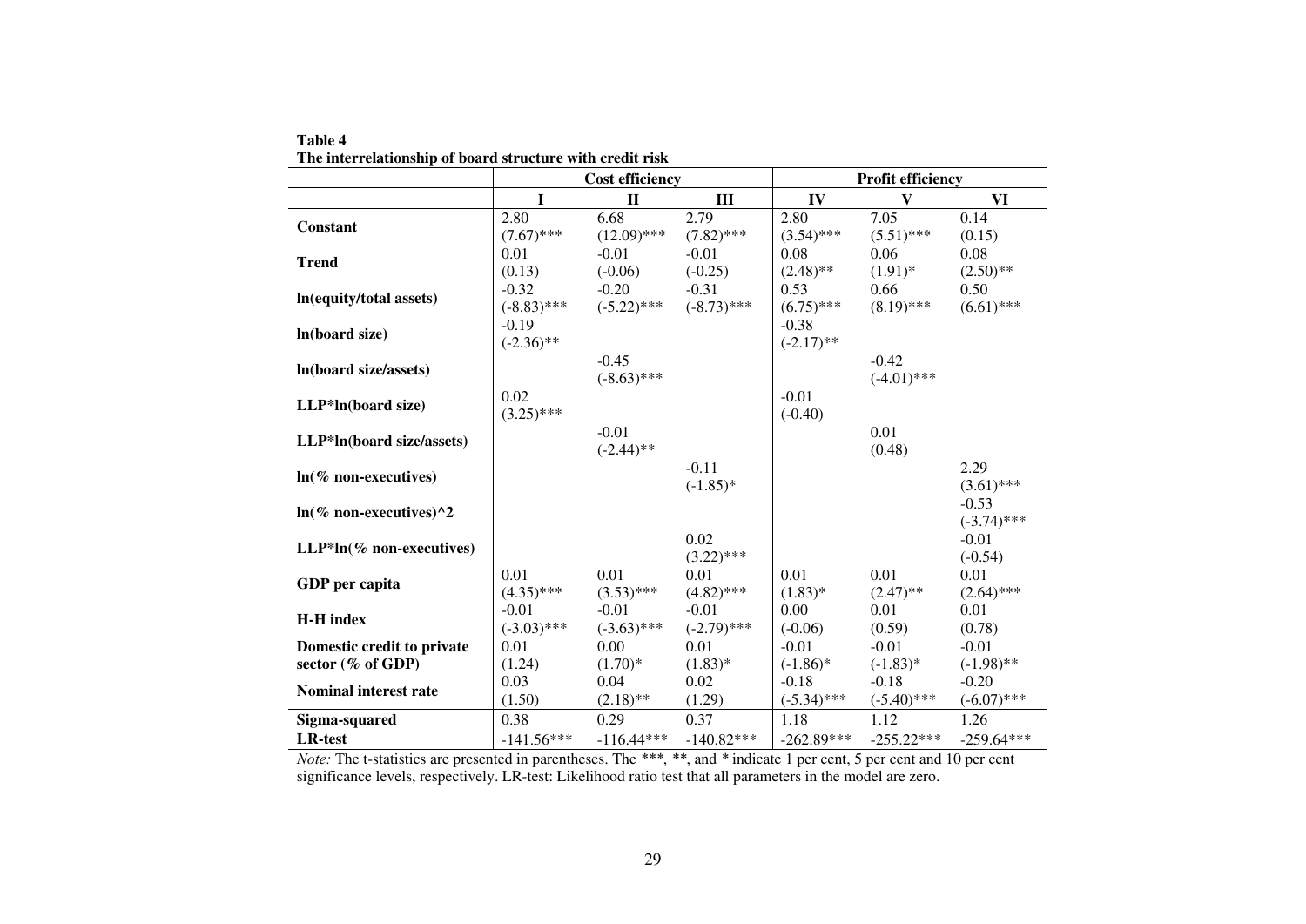**Table 4**
**The interrelationship of board structure with credit risk**

| | Cost efficiency | | | Profit efficiency | | |
|---|---|---|---|---|---|---|
| | I | II | III | IV | V | VI |
| **Constant** | 2.80 (7.67)*** | 6.68 (12.09)*** | 2.79 (7.82)*** | 2.80 (3.54)*** | 7.05 (5.51)*** | 0.14 (0.15) |
| **Trend** | 0.01 (0.13) | -0.01 (-0.06) | -0.01 (-0.25) | 0.08 (2.48)** | 0.06 (1.91)* | 0.08 (2.50)** |
| **ln(equity/total assets)** | -0.32 (-8.83)*** | -0.20 (-5.22)*** | -0.31 (-8.73)*** | 0.53 (6.75)*** | 0.66 (8.19)*** | 0.50 (6.61)*** |
| **ln(board size)** | -0.19 (-2.36)** | | | -0.38 (-2.17)** | | |
| **ln(board size/assets)** | | -0.45 (-8.63)*** | | | -0.42 (-4.01)*** | |
| **LLP*ln(board size)** | 0.02 (3.25)*** | | | -0.01 (-0.40) | | |
| **LLP*ln(board size/assets)** | | -0.01 (-2.44)** | | | 0.01 (0.48) | |
| **ln(% non-executives)** | | | -0.11 (-1.85)* | | | 2.29 (3.61)*** |
| **ln(% non-executives)^2** | | | | | | -0.53 (-3.74)*** |
| **LLP*ln(% non-executives)** | | | 0.02 (3.22)*** | | | -0.01 (-0.54) |
| **GDP per capita** | 0.01 (4.35)*** | 0.01 (3.53)*** | 0.01 (4.82)*** | 0.01 (1.83)* | 0.01 (2.47)** | 0.01 (2.64)*** |
| **H-H index** | -0.01 (-3.03)*** | -0.01 (-3.63)*** | -0.01 (-2.79)*** | 0.00 (-0.06) | 0.01 (0.59) | 0.01 (0.78) |
| **Domestic credit to private sector (% of GDP)** | 0.01 (1.24) | 0.00 (1.70)* | 0.01 (1.83)* | -0.01 (-1.86)* | -0.01 (-1.83)* | -0.01 (-1.98)** |
| **Nominal interest rate** | 0.03 (1.50) | 0.04 (2.18)** | 0.02 (1.29) | -0.18 (-5.34)*** | -0.18 (-5.40)*** | -0.20 (-6.07)*** |
| **Sigma-squared** | 0.38 | 0.29 | 0.37 | 1.18 | 1.12 | 1.26 |
| **LR-test** | -141.56*** | -116.44*** | -140.82*** | -262.89*** | -255.22*** | -259.64*** |

*Note:* The t-statistics are presented in parentheses. The ***, **, and * indicate 1 per cent, 5 per cent and 10 per cent significance levels, respectively. LR-test: Likelihood ratio test that all parameters in the model are zero.